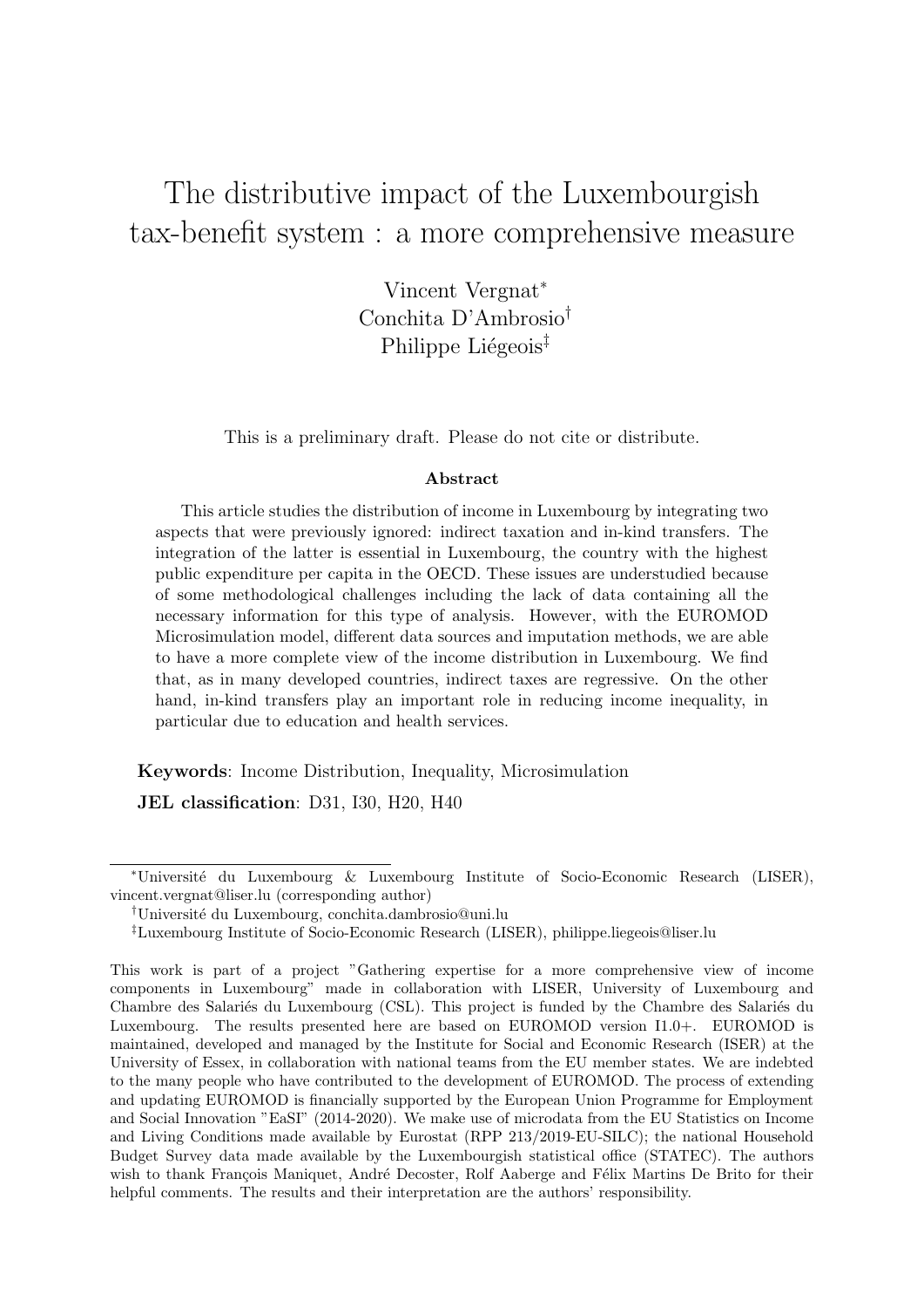# The distributive impact of the Luxembourgish tax-benefit system : a more comprehensive measure

Vincent Vergnat[*]
Conchita D'Ambrosio[†]
Philippe Liégeois[‡]

This is a preliminary draft. Please do not cite or distribute.

**Abstract**

This article studies the distribution of income in Luxembourg by integrating two aspects that were previously ignored: indirect taxation and in-kind transfers. The integration of the latter is essential in Luxembourg, the country with the highest public expenditure per capita in the OECD. These issues are understudied because of some methodological challenges including the lack of data containing all the necessary information for this type of analysis. However, with the EUROMOD Microsimulation model, different data sources and imputation methods, we are able to have a more complete view of the income distribution in Luxembourg. We find that, as in many developed countries, indirect taxes are regressive. On the other hand, in-kind transfers play an important role in reducing income inequality, in particular due to education and health services.

**Keywords**: Income Distribution, Inequality, Microsimulation

**JEL classification**: D31, I30, H20, H40

---

[*] Université du Luxembourg & Luxembourg Institute of Socio-Economic Research (LISER), vincent.vergnat@liser.lu (corresponding author)

[†] Université du Luxembourg, conchita.dambrosio@uni.lu

[‡] Luxembourg Institute of Socio-Economic Research (LISER), philippe.liegeois@liser.lu

This work is part of a project "Gathering expertise for a more comprehensive view of income components in Luxembourg" made in collaboration with LISER, University of Luxembourg and Chambre des Salariés du Luxembourg (CSL). This project is funded by the Chambre des Salariés du Luxembourg. The results presented here are based on EUROMOD version I1.0+. EUROMOD is maintained, developed and managed by the Institute for Social and Economic Research (ISER) at the University of Essex, in collaboration with national teams from the EU member states. We are indebted to the many people who have contributed to the development of EUROMOD. The process of extending and updating EUROMOD is financially supported by the European Union Programme for Employment and Social Innovation "EaSI" (2014-2020). We make use of microdata from the EU Statistics on Income and Living Conditions made available by Eurostat (RPP 213/2019-EU-SILC); the national Household Budget Survey data made available by the Luxembourgish statistical office (STATEC). The authors wish to thank François Maniquet, André Decoster, Rolf Aaberge and Félix Martins De Brito for their helpful comments. The results and their interpretation are the authors' responsibility.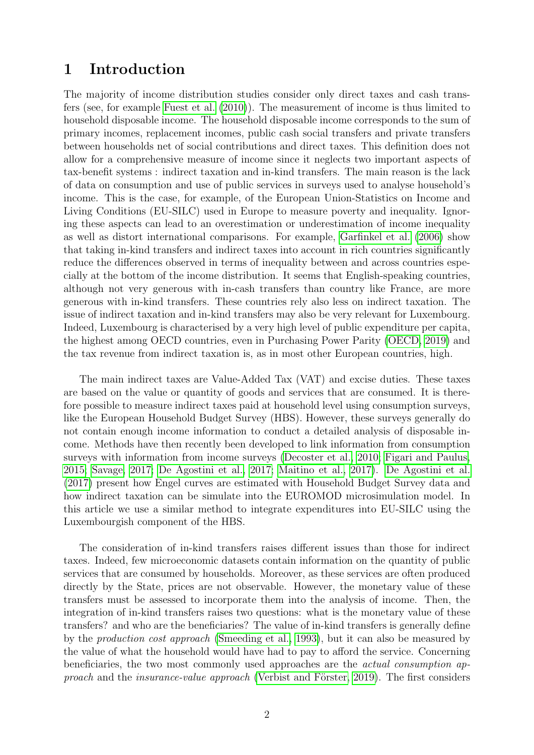# 1 Introduction

The majority of income distribution studies consider only direct taxes and cash transfers (see, for example Fuest et al. (2010)). The measurement of income is thus limited to household disposable income. The household disposable income corresponds to the sum of primary incomes, replacement incomes, public cash social transfers and private transfers between households net of social contributions and direct taxes. This definition does not allow for a comprehensive measure of income since it neglects two important aspects of tax-benefit systems : indirect taxation and in-kind transfers. The main reason is the lack of data on consumption and use of public services in surveys used to analyse household's income. This is the case, for example, of the European Union-Statistics on Income and Living Conditions (EU-SILC) used in Europe to measure poverty and inequality. Ignoring these aspects can lead to an overestimation or underestimation of income inequality as well as distort international comparisons. For example, Garfinkel et al. (2006) show that taking in-kind transfers and indirect taxes into account in rich countries significantly reduce the differences observed in terms of inequality between and across countries especially at the bottom of the income distribution. It seems that English-speaking countries, although not very generous with in-cash transfers than country like France, are more generous with in-kind transfers. These countries rely also less on indirect taxation. The issue of indirect taxation and in-kind transfers may also be very relevant for Luxembourg. Indeed, Luxembourg is characterised by a very high level of public expenditure per capita, the highest among OECD countries, even in Purchasing Power Parity (OECD, 2019) and the tax revenue from indirect taxation is, as in most other European countries, high.

The main indirect taxes are Value-Added Tax (VAT) and excise duties. These taxes are based on the value or quantity of goods and services that are consumed. It is therefore possible to measure indirect taxes paid at household level using consumption surveys, like the European Household Budget Survey (HBS). However, these surveys generally do not contain enough income information to conduct a detailed analysis of disposable income. Methods have then recently been developed to link information from consumption surveys with information from income surveys (Decoster et al., 2010; Figari and Paulus, 2015; Savage, 2017; De Agostini et al., 2017; Maitino et al., 2017). De Agostini et al. (2017) present how Engel curves are estimated with Household Budget Survey data and how indirect taxation can be simulate into the EUROMOD microsimulation model. In this article we use a similar method to integrate expenditures into EU-SILC using the Luxembourgish component of the HBS.

The consideration of in-kind transfers raises different issues than those for indirect taxes. Indeed, few microeconomic datasets contain information on the quantity of public services that are consumed by households. Moreover, as these services are often produced directly by the State, prices are not observable. However, the monetary value of these transfers must be assessed to incorporate them into the analysis of income. Then, the integration of in-kind transfers raises two questions: what is the monetary value of these transfers? and who are the beneficiaries? The value of in-kind transfers is generally define by the *production cost approach* (Smeeding et al., 1993), but it can also be measured by the value of what the household would have had to pay to afford the service. Concerning beneficiaries, the two most commonly used approaches are the *actual consumption approach* and the *insurance-value approach* (Verbist and Förster, 2019). The first considers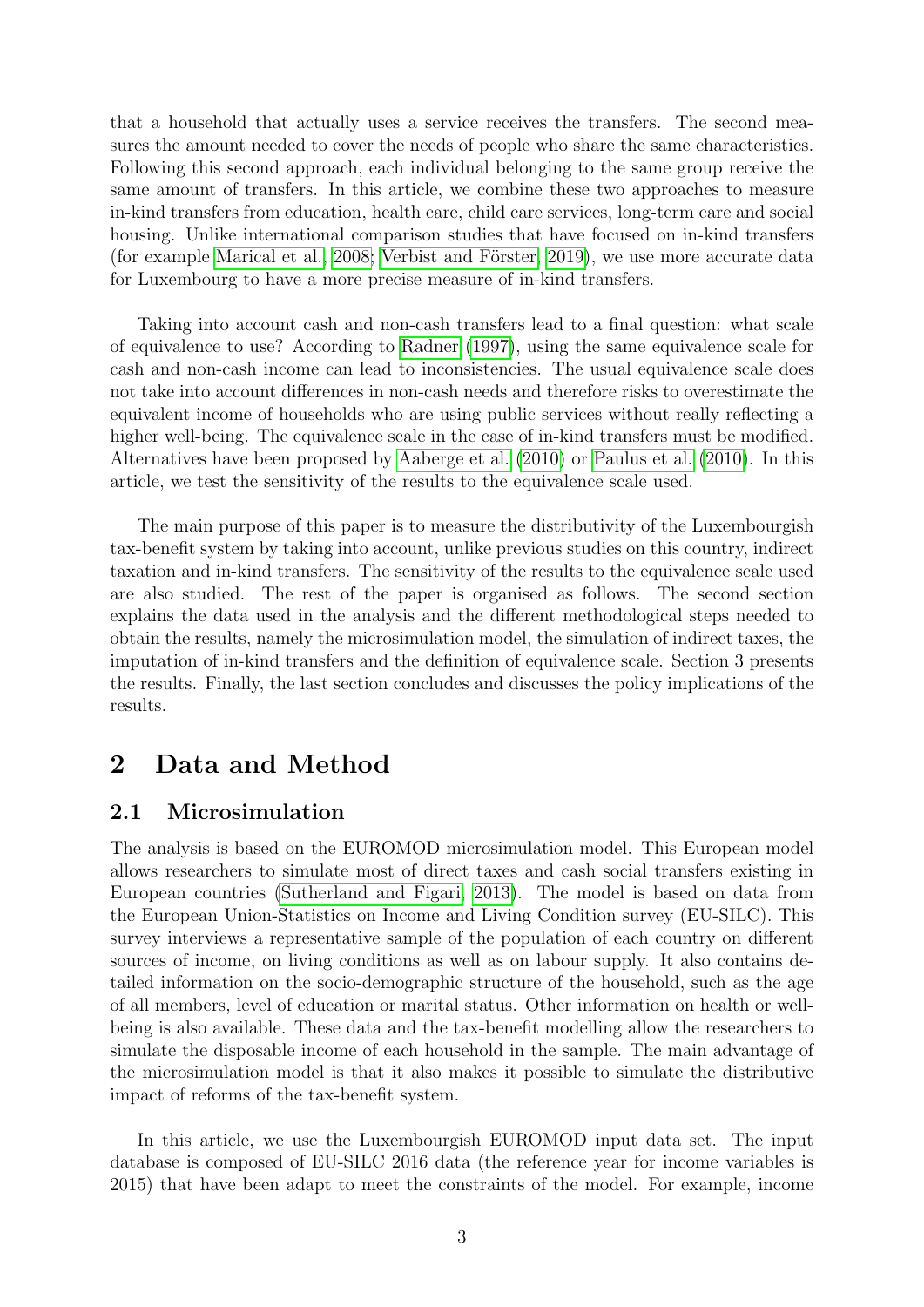that a household that actually uses a service receives the transfers. The second measures the amount needed to cover the needs of people who share the same characteristics. Following this second approach, each individual belonging to the same group receive the same amount of transfers. In this article, we combine these two approaches to measure in-kind transfers from education, health care, child care services, long-term care and social housing. Unlike international comparison studies that have focused on in-kind transfers (for example Marical et al., 2008; Verbist and Förster, 2019), we use more accurate data for Luxembourg to have a more precise measure of in-kind transfers.

Taking into account cash and non-cash transfers lead to a final question: what scale of equivalence to use? According to Radner (1997), using the same equivalence scale for cash and non-cash income can lead to inconsistencies. The usual equivalence scale does not take into account differences in non-cash needs and therefore risks to overestimate the equivalent income of households who are using public services without really reflecting a higher well-being. The equivalence scale in the case of in-kind transfers must be modified. Alternatives have been proposed by Aaberge et al. (2010) or Paulus et al. (2010). In this article, we test the sensitivity of the results to the equivalence scale used.

The main purpose of this paper is to measure the distributivity of the Luxembourgish tax-benefit system by taking into account, unlike previous studies on this country, indirect taxation and in-kind transfers. The sensitivity of the results to the equivalence scale used are also studied. The rest of the paper is organised as follows. The second section explains the data used in the analysis and the different methodological steps needed to obtain the results, namely the microsimulation model, the simulation of indirect taxes, the imputation of in-kind transfers and the definition of equivalence scale. Section 3 presents the results. Finally, the last section concludes and discusses the policy implications of the results.

# 2 Data and Method

## 2.1 Microsimulation

The analysis is based on the EUROMOD microsimulation model. This European model allows researchers to simulate most of direct taxes and cash social transfers existing in European countries (Sutherland and Figari, 2013). The model is based on data from the European Union-Statistics on Income and Living Condition survey (EU-SILC). This survey interviews a representative sample of the population of each country on different sources of income, on living conditions as well as on labour supply. It also contains detailed information on the socio-demographic structure of the household, such as the age of all members, level of education or marital status. Other information on health or well-being is also available. These data and the tax-benefit modelling allow the researchers to simulate the disposable income of each household in the sample. The main advantage of the microsimulation model is that it also makes it possible to simulate the distributive impact of reforms of the tax-benefit system.

In this article, we use the Luxembourgish EUROMOD input data set. The input database is composed of EU-SILC 2016 data (the reference year for income variables is 2015) that have been adapt to meet the constraints of the model. For example, income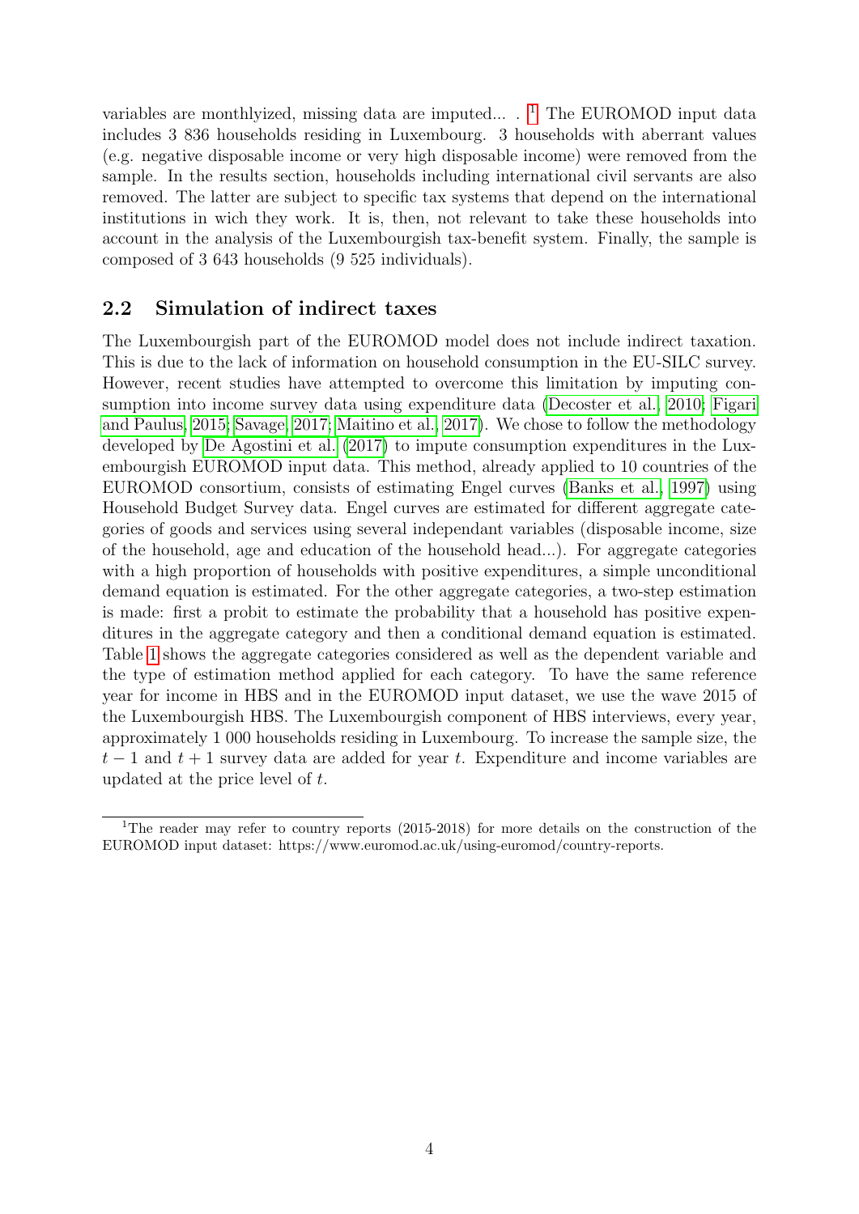variables are monthlyized, missing data are imputed... . [1] The EUROMOD input data includes 3 836 households residing in Luxembourg. 3 households with aberrant values (e.g. negative disposable income or very high disposable income) were removed from the sample. In the results section, households including international civil servants are also removed. The latter are subject to specific tax systems that depend on the international institutions in wich they work. It is, then, not relevant to take these households into account in the analysis of the Luxembourgish tax-benefit system. Finally, the sample is composed of 3 643 households (9 525 individuals).

## 2.2 Simulation of indirect taxes

The Luxembourgish part of the EUROMOD model does not include indirect taxation. This is due to the lack of information on household consumption in the EU-SILC survey. However, recent studies have attempted to overcome this limitation by imputing consumption into income survey data using expenditure data (Decoster et al., 2010; Figari and Paulus, 2015; Savage, 2017; Maitino et al., 2017). We chose to follow the methodology developed by De Agostini et al. (2017) to impute consumption expenditures in the Luxembourgish EUROMOD input data. This method, already applied to 10 countries of the EUROMOD consortium, consists of estimating Engel curves (Banks et al., 1997) using Household Budget Survey data. Engel curves are estimated for different aggregate categories of goods and services using several independant variables (disposable income, size of the household, age and education of the household head...). For aggregate categories with a high proportion of households with positive expenditures, a simple unconditional demand equation is estimated. For the other aggregate categories, a two-step estimation is made: first a probit to estimate the probability that a household has positive expenditures in the aggregate category and then a conditional demand equation is estimated. Table 1 shows the aggregate categories considered as well as the dependent variable and the type of estimation method applied for each category. To have the same reference year for income in HBS and in the EUROMOD input dataset, we use the wave 2015 of the Luxembourgish HBS. The Luxembourgish component of HBS interviews, every year, approximately 1 000 households residing in Luxembourg. To increase the sample size, the $t-1$ and $t+1$ survey data are added for year $t$. Expenditure and income variables are updated at the price level of $t$.

[1] The reader may refer to country reports (2015-2018) for more details on the construction of the EUROMOD input dataset: https://www.euromod.ac.uk/using-euromod/country-reports.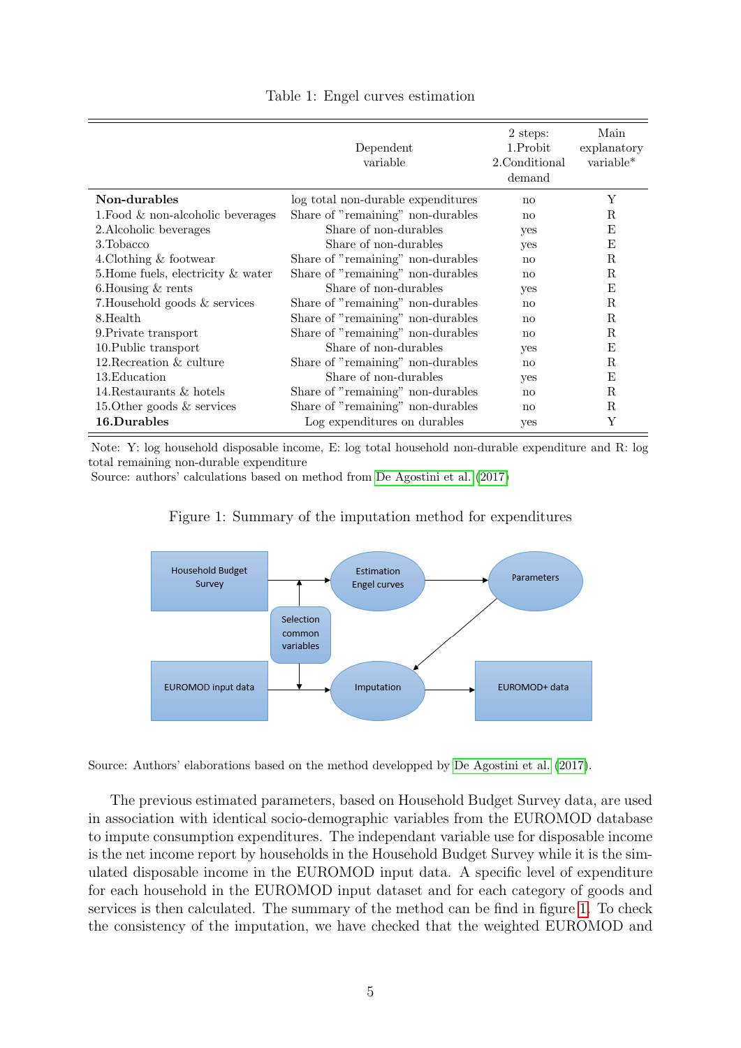Table 1: Engel curves estimation

| | Dependent variable | 2 steps: 1.Probit 2.Conditional demand | Main explanatory variable* |
|---|---|---|---|
| **Non-durables** | log total non-durable expenditures | no | Y |
| 1.Food & non-alcoholic beverages | Share of "remaining" non-durables | no | R |
| 2.Alcoholic beverages | Share of non-durables | yes | E |
| 3.Tobacco | Share of non-durables | yes | E |
| 4.Clothing & footwear | Share of "remaining" non-durables | no | R |
| 5.Home fuels, electricity & water | Share of "remaining" non-durables | no | R |
| 6.Housing & rents | Share of non-durables | yes | E |
| 7.Household goods & services | Share of "remaining" non-durables | no | R |
| 8.Health | Share of "remaining" non-durables | no | R |
| 9.Private transport | Share of "remaining" non-durables | no | R |
| 10.Public transport | Share of non-durables | yes | E |
| 12.Recreation & culture | Share of "remaining" non-durables | no | R |
| 13.Education | Share of non-durables | yes | E |
| 14.Restaurants & hotels | Share of "remaining" non-durables | no | R |
| 15.Other goods & services | Share of "remaining" non-durables | no | R |
| **16.Durables** | Log expenditures on durables | yes | Y |

Note: Y: log household disposable income, E: log total household non-durable expenditure and R: log total remaining non-durable expenditure
Source: authors' calculations based on method from De Agostini et al. (2017)

Figure 1: Summary of the imputation method for expenditures

Source: Authors' elaborations based on the method developped by De Agostini et al. (2017).

The previous estimated parameters, based on Household Budget Survey data, are used in association with identical socio-demographic variables from the EUROMOD database to impute consumption expenditures. The independant variable use for disposable income is the net income report by households in the Household Budget Survey while it is the simulated disposable income in the EUROMOD input data. A specific level of expenditure for each household in the EUROMOD input dataset and for each category of goods and services is then calculated. The summary of the method can be find in figure 1. To check the consistency of the imputation, we have checked that the weighted EUROMOD and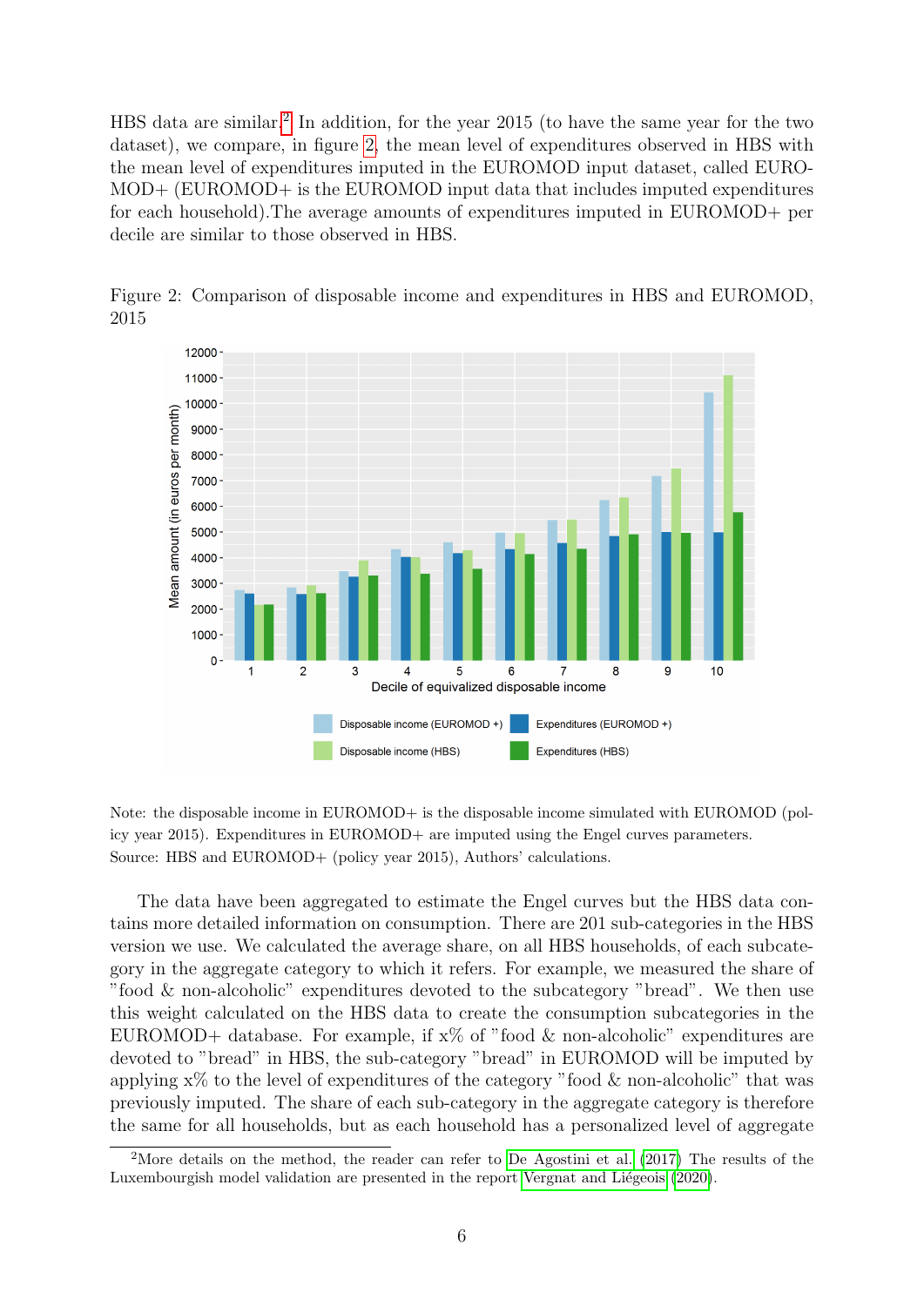HBS data are similar.[2] In addition, for the year 2015 (to have the same year for the two dataset), we compare, in figure 2, the mean level of expenditures observed in HBS with the mean level of expenditures imputed in the EUROMOD input dataset, called EUROMOD+ (EUROMOD+ is the EUROMOD input data that includes imputed expenditures for each household).The average amounts of expenditures imputed in EUROMOD+ per decile are similar to those observed in HBS.

Figure 2: Comparison of disposable income and expenditures in HBS and EUROMOD, 2015

Note: the disposable income in EUROMOD+ is the disposable income simulated with EUROMOD (policy year 2015). Expenditures in EUROMOD+ are imputed using the Engel curves parameters.
Source: HBS and EUROMOD+ (policy year 2015), Authors' calculations.

The data have been aggregated to estimate the Engel curves but the HBS data contains more detailed information on consumption. There are 201 sub-categories in the HBS version we use. We calculated the average share, on all HBS households, of each subcategory in the aggregate category to which it refers. For example, we measured the share of "food & non-alcoholic" expenditures devoted to the subcategory "bread". We then use this weight calculated on the HBS data to create the consumption subcategories in the EUROMOD+ database. For example, if x% of "food & non-alcoholic" expenditures are devoted to "bread" in HBS, the sub-category "bread" in EUROMOD will be imputed by applying x% to the level of expenditures of the category "food & non-alcoholic" that was previously imputed. The share of each sub-category in the aggregate category is therefore the same for all households, but as each household has a personalized level of aggregate

[2] More details on the method, the reader can refer to De Agostini et al. (2017) The results of the Luxembourgish model validation are presented in the report Vergnat and Liégeois (2020).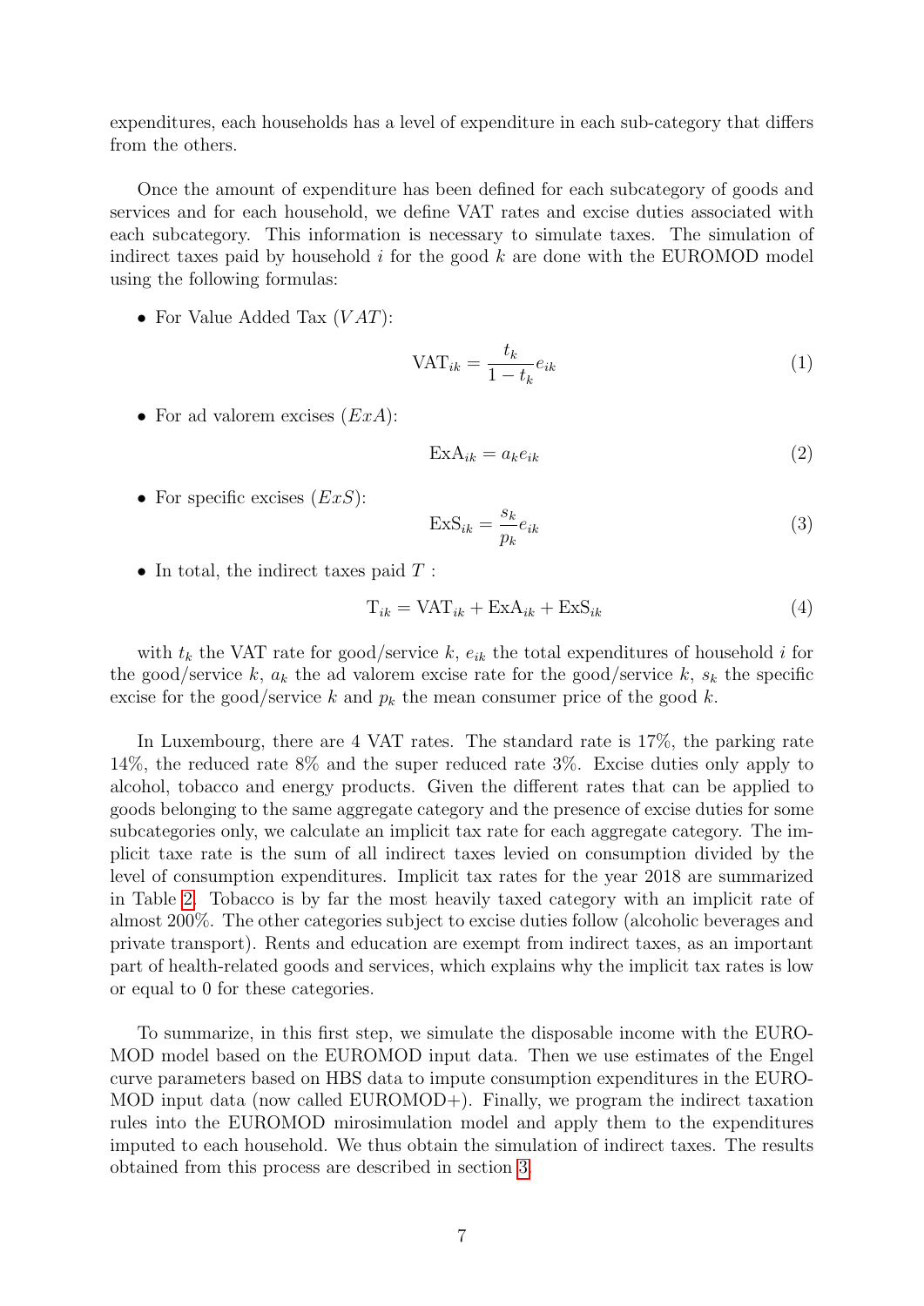expenditures, each households has a level of expenditure in each sub-category that differs from the others.

Once the amount of expenditure has been defined for each subcategory of goods and services and for each household, we define VAT rates and excise duties associated with each subcategory. This information is necessary to simulate taxes. The simulation of indirect taxes paid by household $i$ for the good $k$ are done with the EUROMOD model using the following formulas:

- For Value Added Tax ($VAT$):

$$\text{VAT}_{ik} = \frac{t_k}{1 - t_k} e_{ik} \tag{1}$$

- For ad valorem excises ($ExA$):

$$\text{ExA}_{ik} = a_k e_{ik} \tag{2}$$

- For specific excises ($ExS$):

$$\text{ExS}_{ik} = \frac{s_k}{p_k} e_{ik} \tag{3}$$

- In total, the indirect taxes paid $T$ :

$$\text{T}_{ik} = \text{VAT}_{ik} + \text{ExA}_{ik} + \text{ExS}_{ik} \tag{4}$$

with $t_k$ the VAT rate for good/service $k$, $e_{ik}$ the total expenditures of household $i$ for the good/service $k$, $a_k$ the ad valorem excise rate for the good/service $k$, $s_k$ the specific excise for the good/service $k$ and $p_k$ the mean consumer price of the good $k$.

In Luxembourg, there are 4 VAT rates. The standard rate is 17%, the parking rate 14%, the reduced rate 8% and the super reduced rate 3%. Excise duties only apply to alcohol, tobacco and energy products. Given the different rates that can be applied to goods belonging to the same aggregate category and the presence of excise duties for some subcategories only, we calculate an implicit tax rate for each aggregate category. The implicit taxe rate is the sum of all indirect taxes levied on consumption divided by the level of consumption expenditures. Implicit tax rates for the year 2018 are summarized in Table 2. Tobacco is by far the most heavily taxed category with an implicit rate of almost 200%. The other categories subject to excise duties follow (alcoholic beverages and private transport). Rents and education are exempt from indirect taxes, as an important part of health-related goods and services, which explains why the implicit tax rates is low or equal to 0 for these categories.

To summarize, in this first step, we simulate the disposable income with the EUROMOD model based on the EUROMOD input data. Then we use estimates of the Engel curve parameters based on HBS data to impute consumption expenditures in the EUROMOD input data (now called EUROMOD+). Finally, we program the indirect taxation rules into the EUROMOD mirosimulation model and apply them to the expenditures imputed to each household. We thus obtain the simulation of indirect taxes. The results obtained from this process are described in section 3.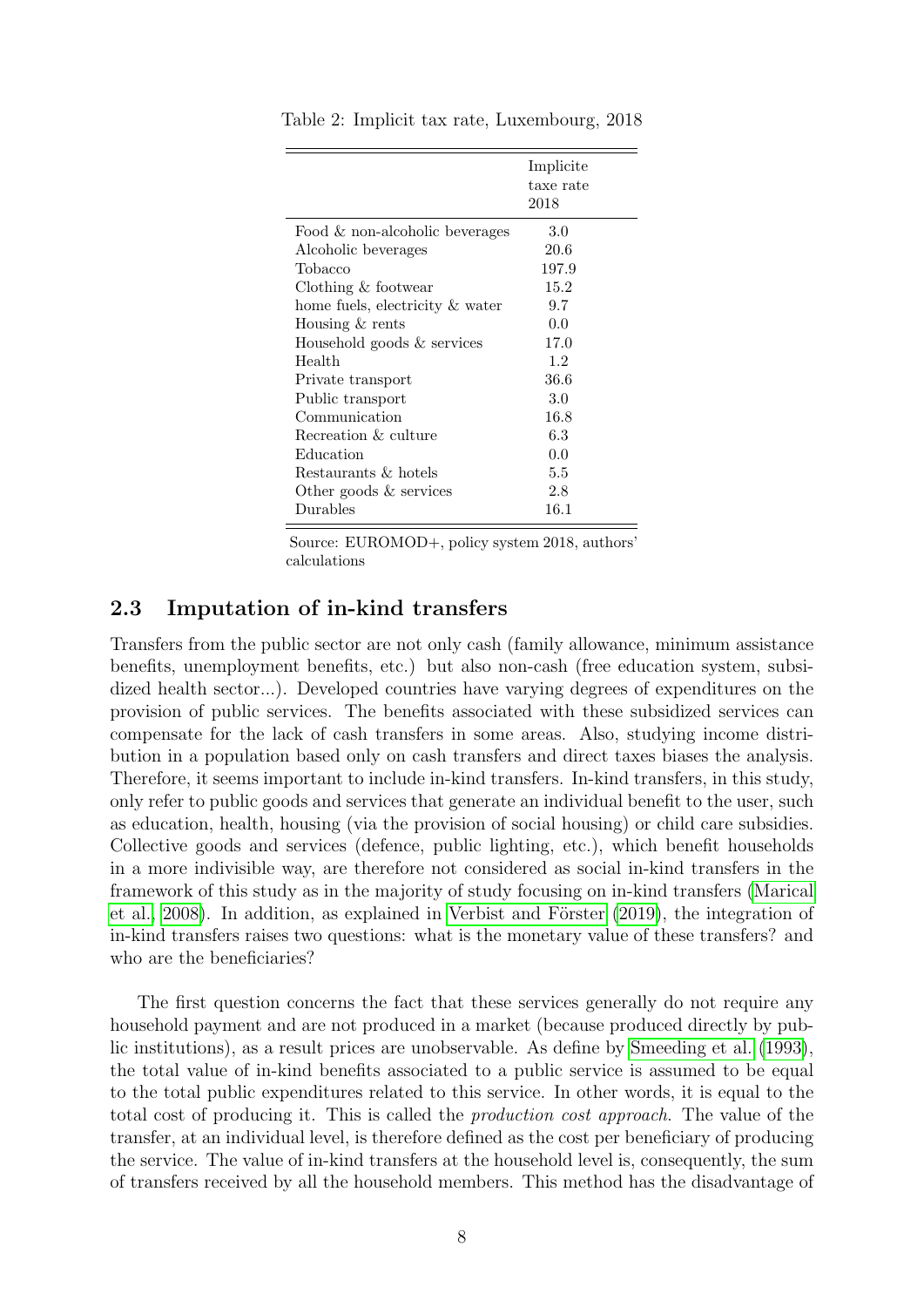Table 2: Implicit tax rate, Luxembourg, 2018

| | Implicite taxe rate 2018 |
|---|---|
| Food & non-alcoholic beverages | 3.0 |
| Alcoholic beverages | 20.6 |
| Tobacco | 197.9 |
| Clothing & footwear | 15.2 |
| home fuels, electricity & water | 9.7 |
| Housing & rents | 0.0 |
| Household goods & services | 17.0 |
| Health | 1.2 |
| Private transport | 36.6 |
| Public transport | 3.0 |
| Communication | 16.8 |
| Recreation & culture | 6.3 |
| Education | 0.0 |
| Restaurants & hotels | 5.5 |
| Other goods & services | 2.8 |
| Durables | 16.1 |

Source: EUROMOD+, policy system 2018, authors' calculations

## 2.3 Imputation of in-kind transfers

Transfers from the public sector are not only cash (family allowance, minimum assistance benefits, unemployment benefits, etc.) but also non-cash (free education system, subsidized health sector...). Developed countries have varying degrees of expenditures on the provision of public services. The benefits associated with these subsidized services can compensate for the lack of cash transfers in some areas. Also, studying income distribution in a population based only on cash transfers and direct taxes biases the analysis. Therefore, it seems important to include in-kind transfers. In-kind transfers, in this study, only refer to public goods and services that generate an individual benefit to the user, such as education, health, housing (via the provision of social housing) or child care subsidies. Collective goods and services (defence, public lighting, etc.), which benefit households in a more indivisible way, are therefore not considered as social in-kind transfers in the framework of this study as in the majority of study focusing on in-kind transfers (Marical et al., 2008). In addition, as explained in Verbist and Förster (2019), the integration of in-kind transfers raises two questions: what is the monetary value of these transfers? and who are the beneficiaries?

The first question concerns the fact that these services generally do not require any household payment and are not produced in a market (because produced directly by public institutions), as a result prices are unobservable. As define by Smeeding et al. (1993), the total value of in-kind benefits associated to a public service is assumed to be equal to the total public expenditures related to this service. In other words, it is equal to the total cost of producing it. This is called the *production cost approach*. The value of the transfer, at an individual level, is therefore defined as the cost per beneficiary of producing the service. The value of in-kind transfers at the household level is, consequently, the sum of transfers received by all the household members. This method has the disadvantage of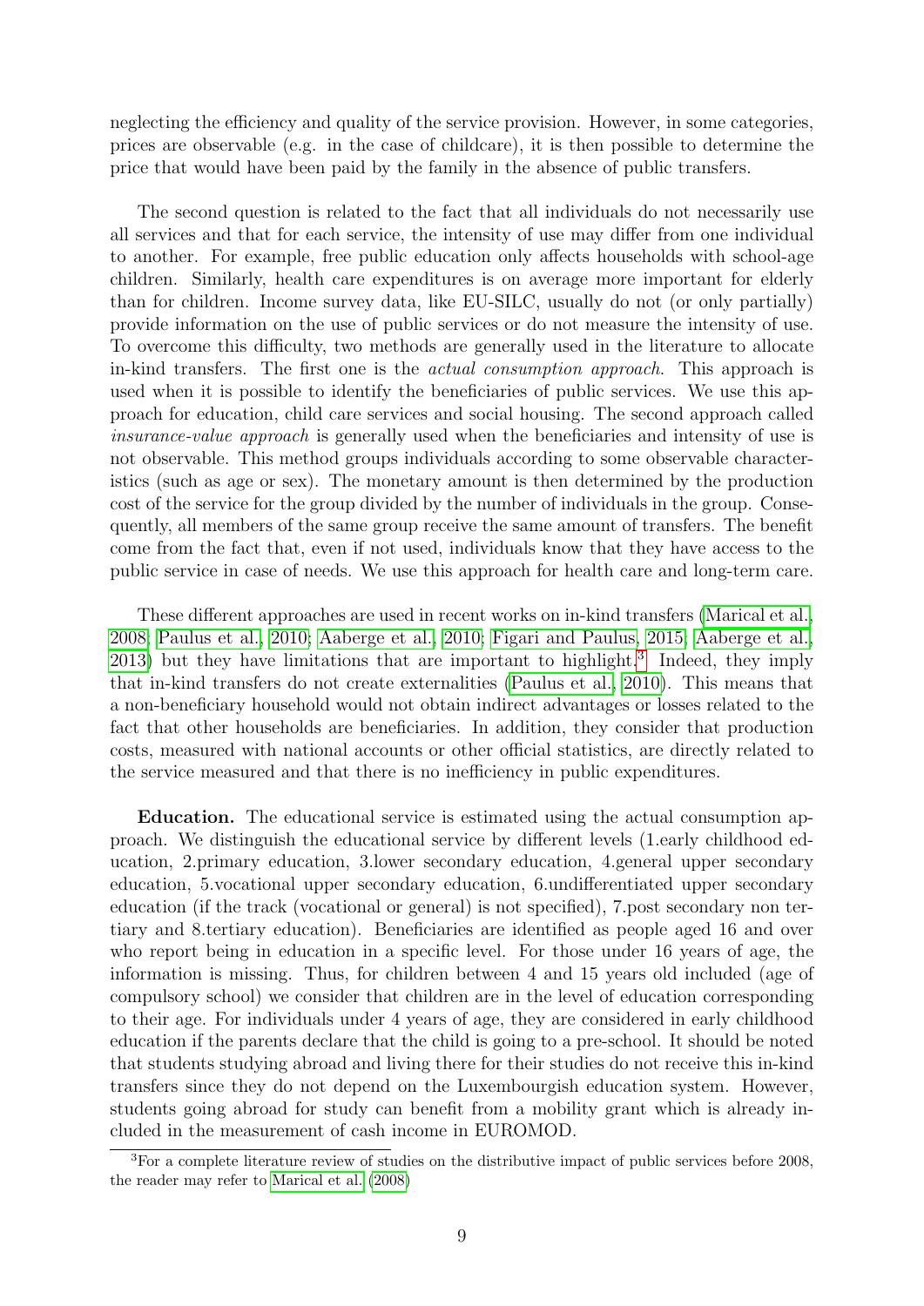neglecting the efficiency and quality of the service provision. However, in some categories, prices are observable (e.g. in the case of childcare), it is then possible to determine the price that would have been paid by the family in the absence of public transfers.

The second question is related to the fact that all individuals do not necessarily use all services and that for each service, the intensity of use may differ from one individual to another. For example, free public education only affects households with school-age children. Similarly, health care expenditures is on average more important for elderly than for children. Income survey data, like EU-SILC, usually do not (or only partially) provide information on the use of public services or do not measure the intensity of use. To overcome this difficulty, two methods are generally used in the literature to allocate in-kind transfers. The first one is the *actual consumption approach*. This approach is used when it is possible to identify the beneficiaries of public services. We use this approach for education, child care services and social housing. The second approach called *insurance-value approach* is generally used when the beneficiaries and intensity of use is not observable. This method groups individuals according to some observable characteristics (such as age or sex). The monetary amount is then determined by the production cost of the service for the group divided by the number of individuals in the group. Consequently, all members of the same group receive the same amount of transfers. The benefit come from the fact that, even if not used, individuals know that they have access to the public service in case of needs. We use this approach for health care and long-term care.

These different approaches are used in recent works on in-kind transfers (Marical et al., 2008; Paulus et al., 2010; Aaberge et al., 2010; Figari and Paulus, 2015; Aaberge et al., 2013) but they have limitations that are important to highlight.[3] Indeed, they imply that in-kind transfers do not create externalities (Paulus et al., 2010). This means that a non-beneficiary household would not obtain indirect advantages or losses related to the fact that other households are beneficiaries. In addition, they consider that production costs, measured with national accounts or other official statistics, are directly related to the service measured and that there is no inefficiency in public expenditures.

**Education.** The educational service is estimated using the actual consumption approach. We distinguish the educational service by different levels (1.early childhood education, 2.primary education, 3.lower secondary education, 4.general upper secondary education, 5.vocational upper secondary education, 6.undifferentiated upper secondary education (if the track (vocational or general) is not specified), 7.post secondary non tertiary and 8.tertiary education). Beneficiaries are identified as people aged 16 and over who report being in education in a specific level. For those under 16 years of age, the information is missing. Thus, for children between 4 and 15 years old included (age of compulsory school) we consider that children are in the level of education corresponding to their age. For individuals under 4 years of age, they are considered in early childhood education if the parents declare that the child is going to a pre-school. It should be noted that students studying abroad and living there for their studies do not receive this in-kind transfers since they do not depend on the Luxembourgish education system. However, students going abroad for study can benefit from a mobility grant which is already included in the measurement of cash income in EUROMOD.

[3] For a complete literature review of studies on the distributive impact of public services before 2008, the reader may refer to Marical et al. (2008)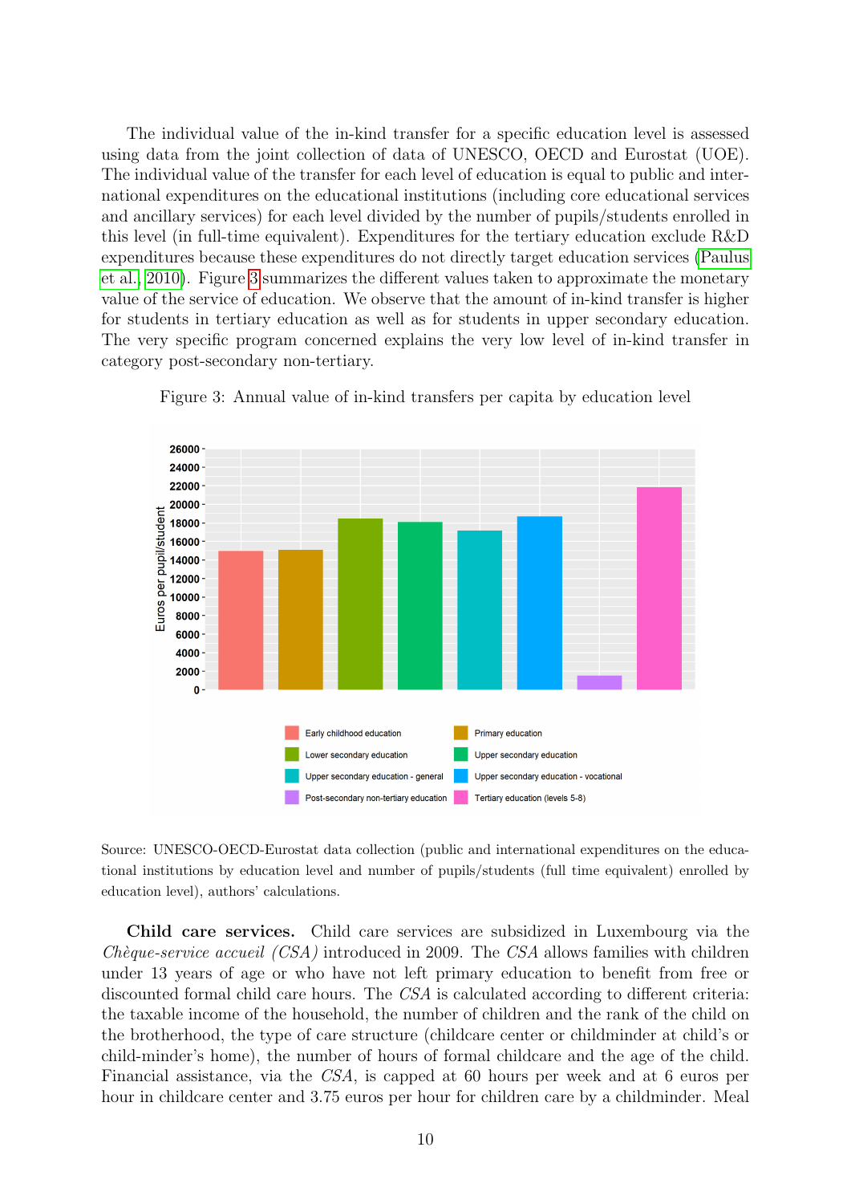The individual value of the in-kind transfer for a specific education level is assessed using data from the joint collection of data of UNESCO, OECD and Eurostat (UOE). The individual value of the transfer for each level of education is equal to public and international expenditures on the educational institutions (including core educational services and ancillary services) for each level divided by the number of pupils/students enrolled in this level (in full-time equivalent). Expenditures for the tertiary education exclude R&D expenditures because these expenditures do not directly target education services (Paulus et al., 2010). Figure 3 summarizes the different values taken to approximate the monetary value of the service of education. We observe that the amount of in-kind transfer is higher for students in tertiary education as well as for students in upper secondary education. The very specific program concerned explains the very low level of in-kind transfer in category post-secondary non-tertiary.

Figure 3: Annual value of in-kind transfers per capita by education level

Source: UNESCO-OECD-Eurostat data collection (public and international expenditures on the educational institutions by education level and number of pupils/students (full time equivalent) enrolled by education level), authors' calculations.

**Child care services.** Child care services are subsidized in Luxembourg via the *Chèque-service accueil (CSA)* introduced in 2009. The *CSA* allows families with children under 13 years of age or who have not left primary education to benefit from free or discounted formal child care hours. The *CSA* is calculated according to different criteria: the taxable income of the household, the number of children and the rank of the child on the brotherhood, the type of care structure (childcare center or childminder at child's or child-minder's home), the number of hours of formal childcare and the age of the child. Financial assistance, via the *CSA*, is capped at 60 hours per week and at 6 euros per hour in childcare center and 3.75 euros per hour for children care by a childminder. Meal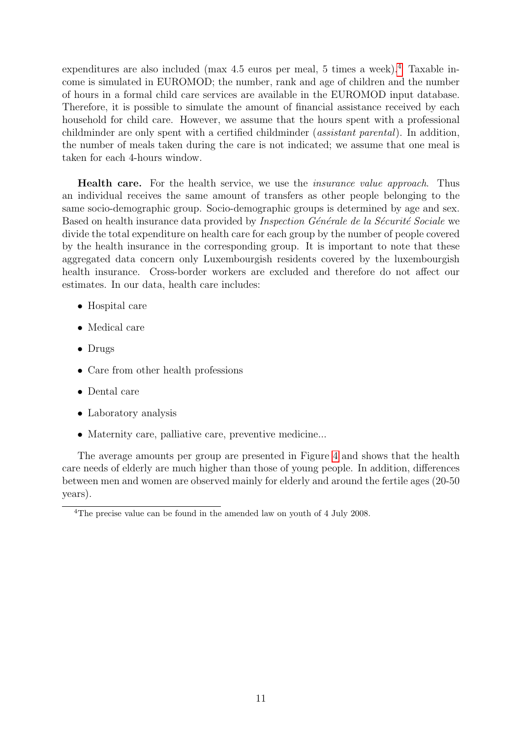expenditures are also included (max 4.5 euros per meal, 5 times a week).[4] Taxable income is simulated in EUROMOD; the number, rank and age of children and the number of hours in a formal child care services are available in the EUROMOD input database. Therefore, it is possible to simulate the amount of financial assistance received by each household for child care. However, we assume that the hours spent with a professional childminder are only spent with a certified childminder (*assistant parental*). In addition, the number of meals taken during the care is not indicated; we assume that one meal is taken for each 4-hours window.

**Health care.** For the health service, we use the *insurance value approach*. Thus an individual receives the same amount of transfers as other people belonging to the same socio-demographic group. Socio-demographic groups is determined by age and sex. Based on health insurance data provided by *Inspection Générale de la Sécurité Sociale* we divide the total expenditure on health care for each group by the number of people covered by the health insurance in the corresponding group. It is important to note that these aggregated data concern only Luxembourgish residents covered by the luxembourgish health insurance. Cross-border workers are excluded and therefore do not affect our estimates. In our data, health care includes:

- Hospital care
- Medical care
- Drugs
- Care from other health professions
- Dental care
- Laboratory analysis
- Maternity care, palliative care, preventive medicine...

The average amounts per group are presented in Figure 4 and shows that the health care needs of elderly are much higher than those of young people. In addition, differences between men and women are observed mainly for elderly and around the fertile ages (20-50 years).

[4] The precise value can be found in the amended law on youth of 4 July 2008.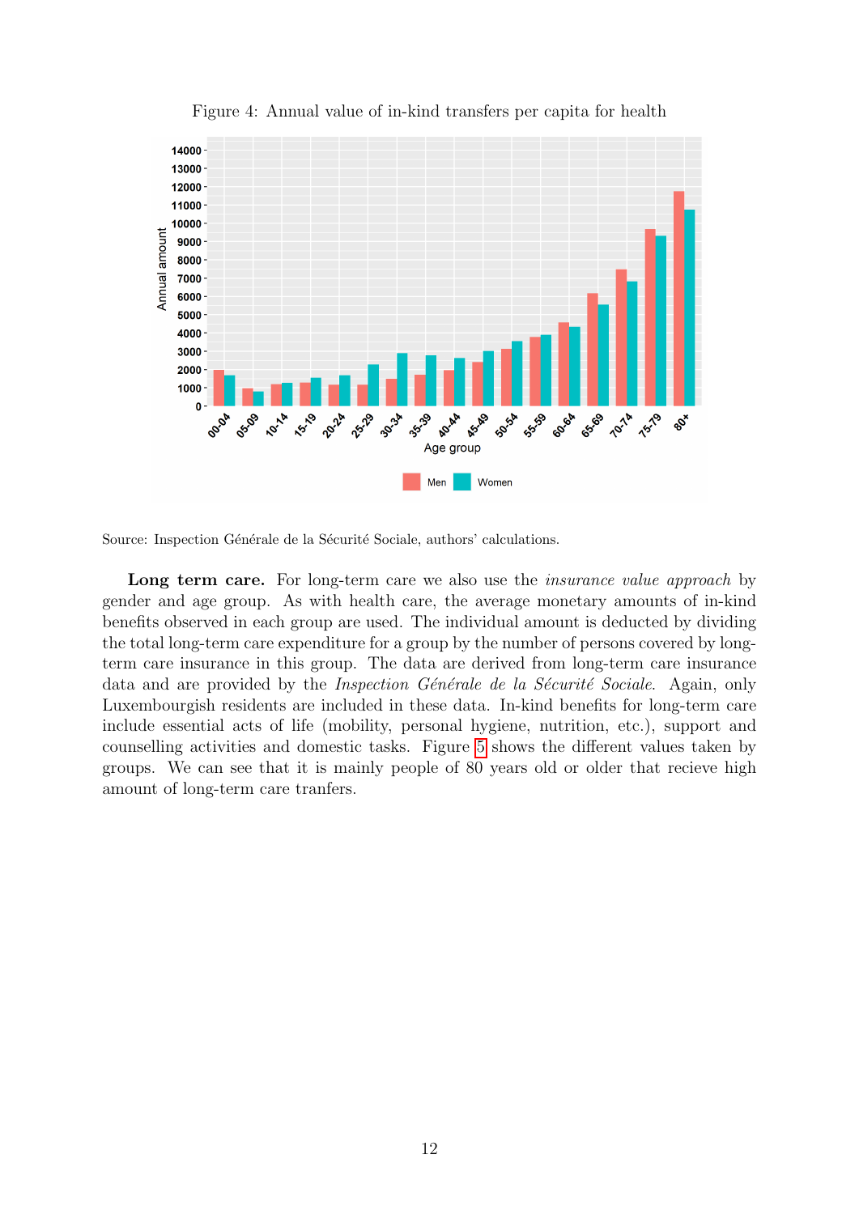Figure 4: Annual value of in-kind transfers per capita for health

Source: Inspection Générale de la Sécurité Sociale, authors' calculations.

**Long term care.** For long-term care we also use the *insurance value approach* by gender and age group. As with health care, the average monetary amounts of in-kind benefits observed in each group are used. The individual amount is deducted by dividing the total long-term care expenditure for a group by the number of persons covered by long-term care insurance in this group. The data are derived from long-term care insurance data and are provided by the *Inspection Générale de la Sécurité Sociale*. Again, only Luxembourgish residents are included in these data. In-kind benefits for long-term care include essential acts of life (mobility, personal hygiene, nutrition, etc.), support and counselling activities and domestic tasks. Figure 5 shows the different values taken by groups. We can see that it is mainly people of 80 years old or older that recieve high amount of long-term care tranfers.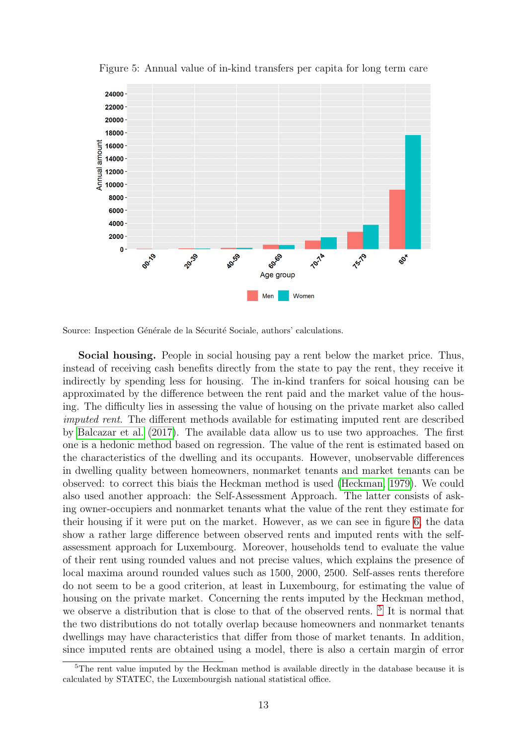Figure 5: Annual value of in-kind transfers per capita for long term care

Source: Inspection Générale de la Sécurité Sociale, authors' calculations.

**Social housing.** People in social housing pay a rent below the market price. Thus, instead of receiving cash benefits directly from the state to pay the rent, they receive it indirectly by spending less for housing. The in-kind tranfers for soical housing can be approximated by the difference between the rent paid and the market value of the housing. The difficulty lies in assessing the value of housing on the private market also called *imputed rent*. The different methods available for estimating imputed rent are described by Balcazar et al. (2017). The available data allow us to use two approaches. The first one is a hedonic method based on regression. The value of the rent is estimated based on the characteristics of the dwelling and its occupants. However, unobservable differences in dwelling quality between homeowners, nonmarket tenants and market tenants can be observed: to correct this biais the Heckman method is used (Heckman, 1979). We could also used another approach: the Self-Assessment Approach. The latter consists of asking owner-occupiers and nonmarket tenants what the value of the rent they estimate for their housing if it were put on the market. However, as we can see in figure 6, the data show a rather large difference between observed rents and imputed rents with the self-assessment approach for Luxembourg. Moreover, households tend to evaluate the value of their rent using rounded values and not precise values, which explains the presence of local maxima around rounded values such as 1500, 2000, 2500. Self-asses rents therefore do not seem to be a good criterion, at least in Luxembourg, for estimating the value of housing on the private market. Concerning the rents imputed by the Heckman method, we observe a distribution that is close to that of the observed rents. [5] It is normal that the two distributions do not totally overlap because homeowners and nonmarket tenants dwellings may have characteristics that differ from those of market tenants. In addition, since imputed rents are obtained using a model, there is also a certain margin of error

[5] The rent value imputed by the Heckman method is available directly in the database because it is calculated by STATEC, the Luxembourgish national statistical office.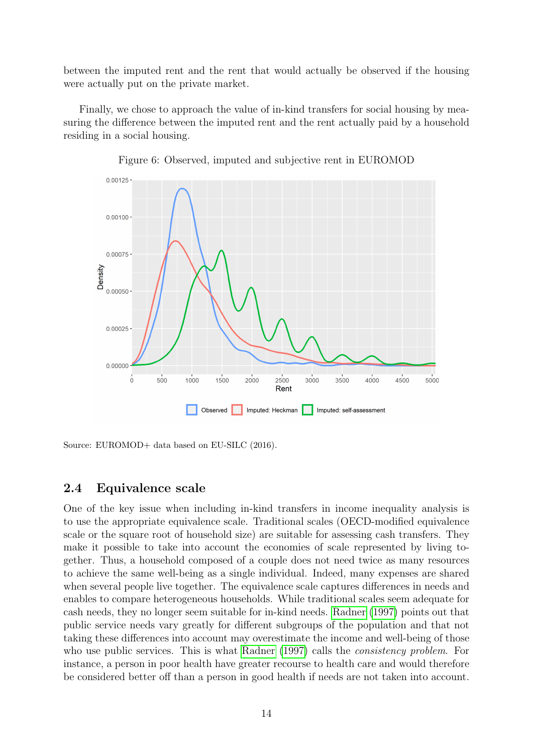between the imputed rent and the rent that would actually be observed if the housing were actually put on the private market.

Finally, we chose to approach the value of in-kind transfers for social housing by measuring the difference between the imputed rent and the rent actually paid by a household residing in a social housing.

Figure 6: Observed, imputed and subjective rent in EUROMOD

Source: EUROMOD+ data based on EU-SILC (2016).

## 2.4 Equivalence scale

One of the key issue when including in-kind transfers in income inequality analysis is to use the appropriate equivalence scale. Traditional scales (OECD-modified equivalence scale or the square root of household size) are suitable for assessing cash transfers. They make it possible to take into account the economies of scale represented by living together. Thus, a household composed of a couple does not need twice as many resources to achieve the same well-being as a single individual. Indeed, many expenses are shared when several people live together. The equivalence scale captures differences in needs and enables to compare heterogeneous households. While traditional scales seem adequate for cash needs, they no longer seem suitable for in-kind needs. Radner (1997) points out that public service needs vary greatly for different subgroups of the population and that not taking these differences into account may overestimate the income and well-being of those who use public services. This is what Radner (1997) calls the *consistency problem*. For instance, a person in poor health have greater recourse to health care and would therefore be considered better off than a person in good health if needs are not taken into account.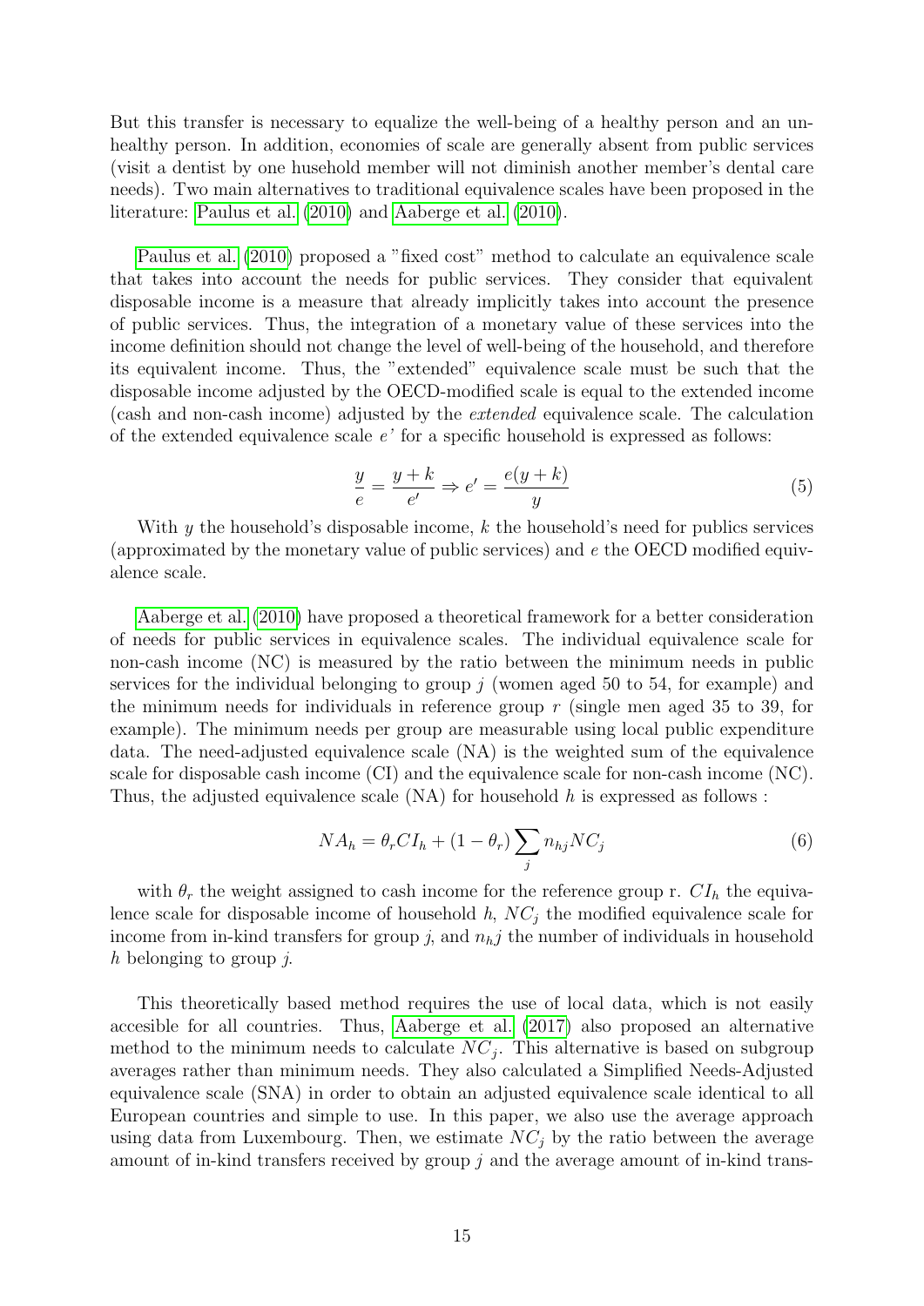But this transfer is necessary to equalize the well-being of a healthy person and an unhealthy person. In addition, economies of scale are generally absent from public services (visit a dentist by one husehold member will not diminish another member's dental care needs). Two main alternatives to traditional equivalence scales have been proposed in the literature: Paulus et al. (2010) and Aaberge et al. (2010).

Paulus et al. (2010) proposed a "fixed cost" method to calculate an equivalence scale that takes into account the needs for public services. They consider that equivalent disposable income is a measure that already implicitly takes into account the presence of public services. Thus, the integration of a monetary value of these services into the income definition should not change the level of well-being of the household, and therefore its equivalent income. Thus, the "extended" equivalence scale must be such that the disposable income adjusted by the OECD-modified scale is equal to the extended income (cash and non-cash income) adjusted by the *extended* equivalence scale. The calculation of the extended equivalence scale *e'* for a specific household is expressed as follows:

$$\frac{y}{e} = \frac{y+k}{e'} \Rightarrow e' = \frac{e(y+k)}{y} \tag{5}$$

With $y$ the household's disposable income, $k$ the household's need for publics services (approximated by the monetary value of public services) and $e$ the OECD modified equivalence scale.

Aaberge et al. (2010) have proposed a theoretical framework for a better consideration of needs for public services in equivalence scales. The individual equivalence scale for non-cash income (NC) is measured by the ratio between the minimum needs in public services for the individual belonging to group $j$ (women aged 50 to 54, for example) and the minimum needs for individuals in reference group $r$ (single men aged 35 to 39, for example). The minimum needs per group are measurable using local public expenditure data. The need-adjusted equivalence scale (NA) is the weighted sum of the equivalence scale for disposable cash income (CI) and the equivalence scale for non-cash income (NC). Thus, the adjusted equivalence scale (NA) for household $h$ is expressed as follows :

$$NA_h = \theta_r CI_h + (1 - \theta_r) \sum_j n_{hj} NC_j \tag{6}$$

with $\theta_r$ the weight assigned to cash income for the reference group r. $CI_h$ the equivalence scale for disposable income of household $h$, $NC_j$ the modified equivalence scale for income from in-kind transfers for group $j$, and $n_h j$ the number of individuals in household $h$ belonging to group $j$.

This theoretically based method requires the use of local data, which is not easily accesible for all countries. Thus, Aaberge et al. (2017) also proposed an alternative method to the minimum needs to calculate $NC_j$. This alternative is based on subgroup averages rather than minimum needs. They also calculated a Simplified Needs-Adjusted equivalence scale (SNA) in order to obtain an adjusted equivalence scale identical to all European countries and simple to use. In this paper, we also use the average approach using data from Luxembourg. Then, we estimate $NC_j$ by the ratio between the average amount of in-kind transfers received by group $j$ and the average amount of in-kind trans-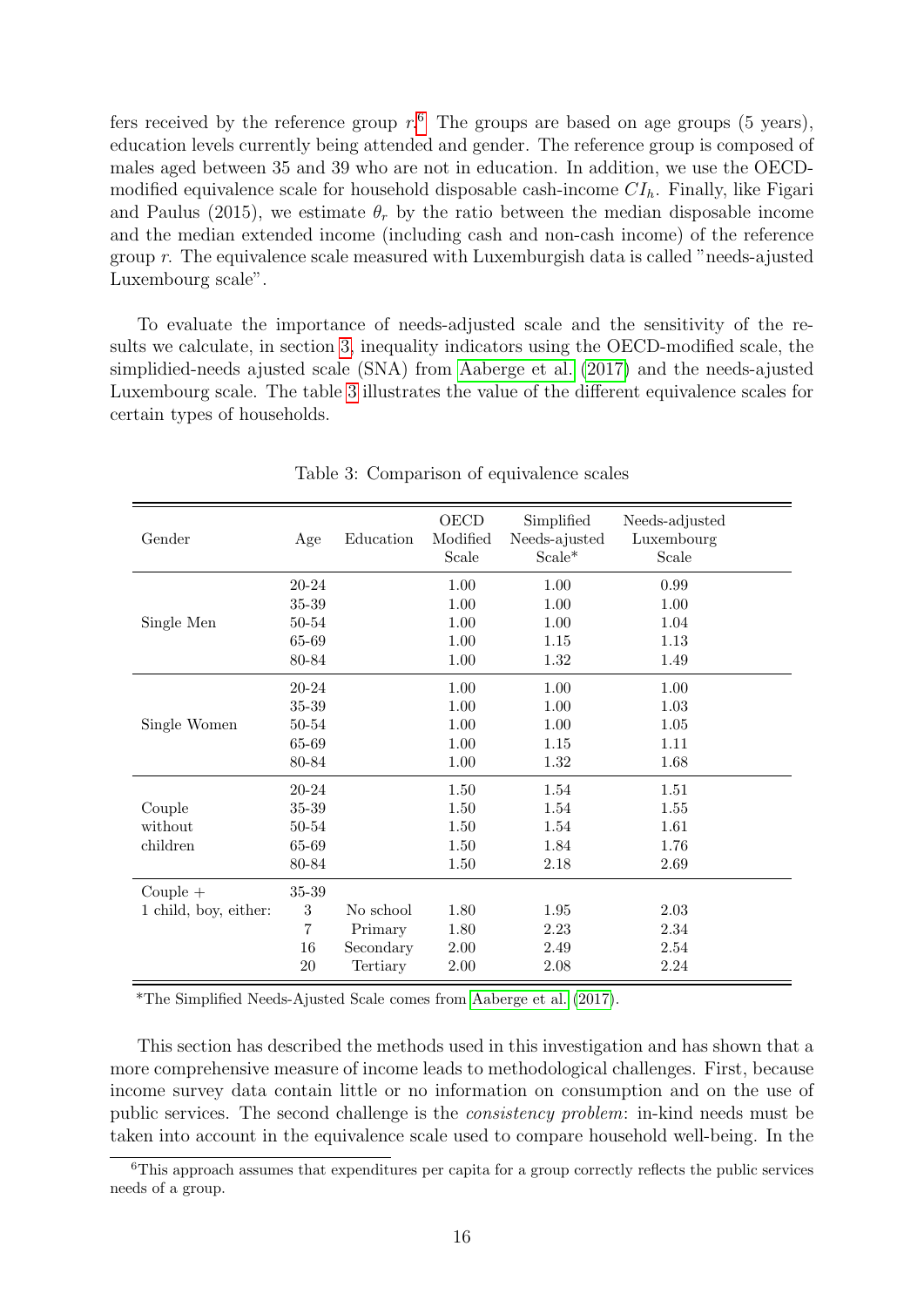fers received by the reference group $r$.[6] The groups are based on age groups (5 years), education levels currently being attended and gender. The reference group is composed of males aged between 35 and 39 who are not in education. In addition, we use the OECD-modified equivalence scale for household disposable cash-income $CI_h$. Finally, like Figari and Paulus (2015), we estimate $\theta_r$ by the ratio between the median disposable income and the median extended income (including cash and non-cash income) of the reference group $r$. The equivalence scale measured with Luxemburgish data is called "needs-ajusted Luxembourg scale".

To evaluate the importance of needs-adjusted scale and the sensitivity of the results we calculate, in section 3, inequality indicators using the OECD-modified scale, the simplidied-needs ajusted scale (SNA) from Aaberge et al. (2017) and the needs-ajusted Luxembourg scale. The table 3 illustrates the value of the different equivalence scales for certain types of households.

Table 3: Comparison of equivalence scales

| Gender | Age | Education | OECD Modified Scale | Simplified Needs-ajusted Scale* | Needs-adjusted Luxembourg Scale |
|---|---|---|---|---|---|
| Single Men | 20-24 | | 1.00 | 1.00 | 0.99 |
| | 35-39 | | 1.00 | 1.00 | 1.00 |
| | 50-54 | | 1.00 | 1.00 | 1.04 |
| | 65-69 | | 1.00 | 1.15 | 1.13 |
| | 80-84 | | 1.00 | 1.32 | 1.49 |
| Single Women | 20-24 | | 1.00 | 1.00 | 1.00 |
| | 35-39 | | 1.00 | 1.00 | 1.03 |
| | 50-54 | | 1.00 | 1.00 | 1.05 |
| | 65-69 | | 1.00 | 1.15 | 1.11 |
| | 80-84 | | 1.00 | 1.32 | 1.68 |
| Couple without children | 20-24 | | 1.50 | 1.54 | 1.51 |
| | 35-39 | | 1.50 | 1.54 | 1.55 |
| | 50-54 | | 1.50 | 1.54 | 1.61 |
| | 65-69 | | 1.50 | 1.84 | 1.76 |
| | 80-84 | | 1.50 | 2.18 | 2.69 |
| Couple + 1 child, boy, either: | 35-39 | | | | |
| | 3 | No school | 1.80 | 1.95 | 2.03 |
| | 7 | Primary | 1.80 | 2.23 | 2.34 |
| | 16 | Secondary | 2.00 | 2.49 | 2.54 |
| | 20 | Tertiary | 2.00 | 2.08 | 2.24 |

*The Simplified Needs-Ajusted Scale comes from Aaberge et al. (2017).

This section has described the methods used in this investigation and has shown that a more comprehensive measure of income leads to methodological challenges. First, because income survey data contain little or no information on consumption and on the use of public services. The second challenge is the *consistency problem*: in-kind needs must be taken into account in the equivalence scale used to compare household well-being. In the

[6] This approach assumes that expenditures per capita for a group correctly reflects the public services needs of a group.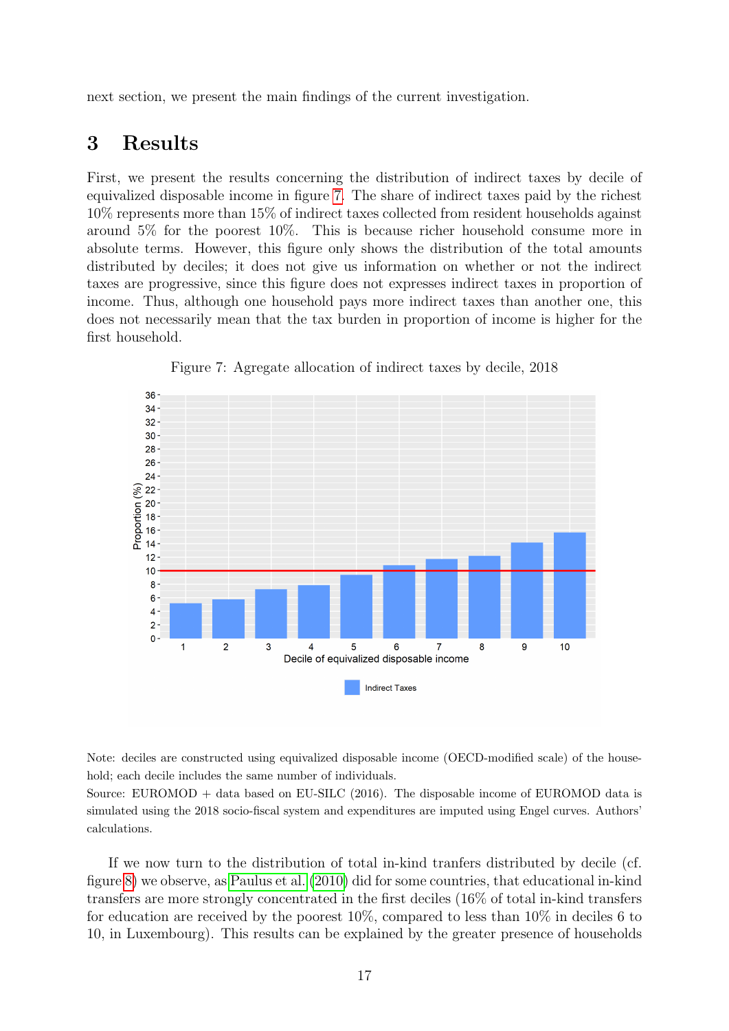next section, we present the main findings of the current investigation.

## 3 Results

First, we present the results concerning the distribution of indirect taxes by decile of equivalized disposable income in figure 7. The share of indirect taxes paid by the richest 10% represents more than 15% of indirect taxes collected from resident households against around 5% for the poorest 10%. This is because richer household consume more in absolute terms. However, this figure only shows the distribution of the total amounts distributed by deciles; it does not give us information on whether or not the indirect taxes are progressive, since this figure does not expresses indirect taxes in proportion of income. Thus, although one household pays more indirect taxes than another one, this does not necessarily mean that the tax burden in proportion of income is higher for the first household.

Figure 7: Agregate allocation of indirect taxes by decile, 2018

Note: deciles are constructed using equivalized disposable income (OECD-modified scale) of the household; each decile includes the same number of individuals.
Source: EUROMOD + data based on EU-SILC (2016). The disposable income of EUROMOD data is simulated using the 2018 socio-fiscal system and expenditures are imputed using Engel curves. Authors' calculations.

If we now turn to the distribution of total in-kind tranfers distributed by decile (cf. figure 8) we observe, as Paulus et al. (2010) did for some countries, that educational in-kind transfers are more strongly concentrated in the first deciles (16% of total in-kind transfers for education are received by the poorest 10%, compared to less than 10% in deciles 6 to 10, in Luxembourg). This results can be explained by the greater presence of households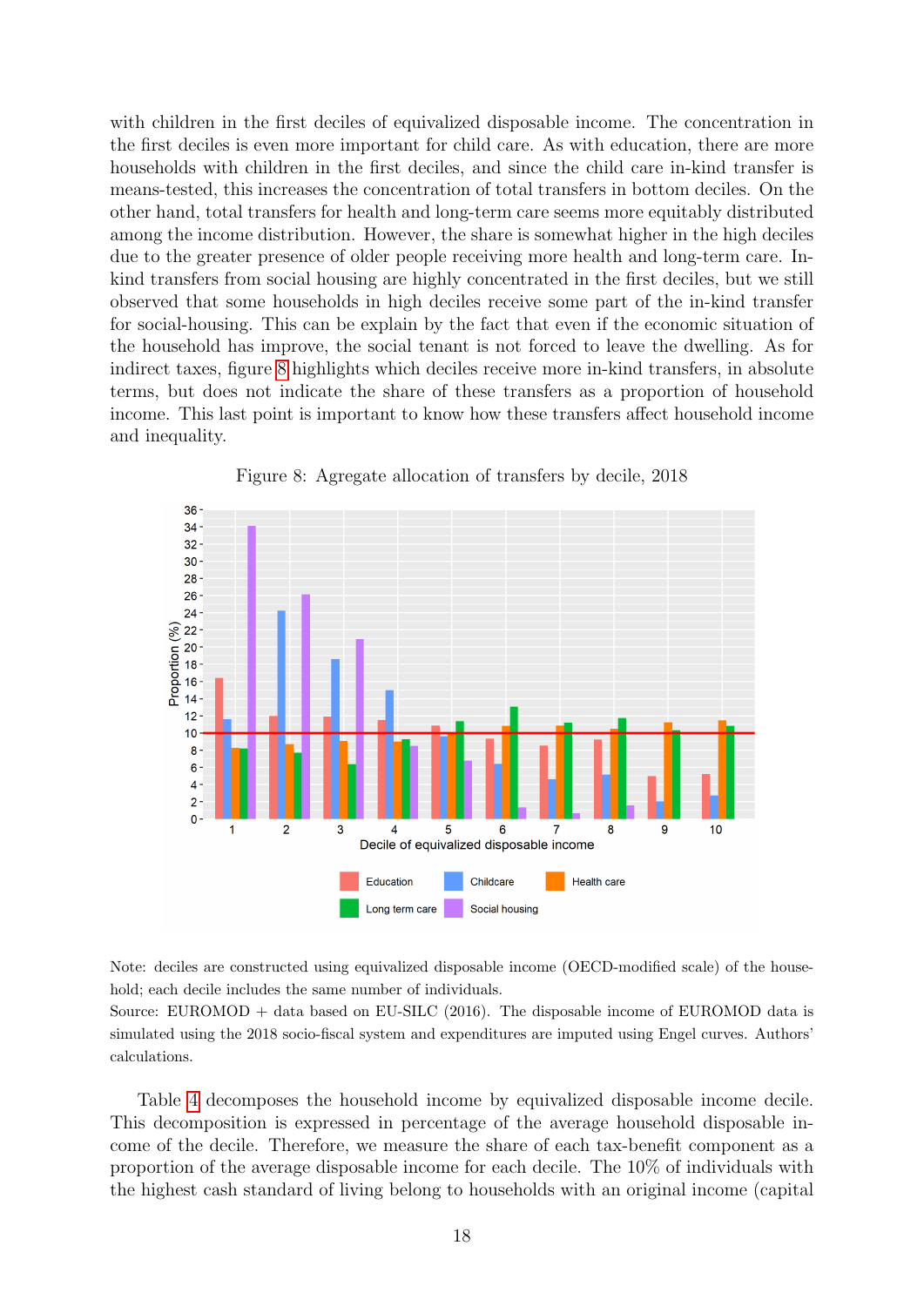with children in the first deciles of equivalized disposable income. The concentration in the first deciles is even more important for child care. As with education, there are more households with children in the first deciles, and since the child care in-kind transfer is means-tested, this increases the concentration of total transfers in bottom deciles. On the other hand, total transfers for health and long-term care seems more equitably distributed among the income distribution. However, the share is somewhat higher in the high deciles due to the greater presence of older people receiving more health and long-term care. In-kind transfers from social housing are highly concentrated in the first deciles, but we still observed that some households in high deciles receive some part of the in-kind transfer for social-housing. This can be explain by the fact that even if the economic situation of the household has improve, the social tenant is not forced to leave the dwelling. As for indirect taxes, figure 8 highlights which deciles receive more in-kind transfers, in absolute terms, but does not indicate the share of these transfers as a proportion of household income. This last point is important to know how these transfers affect household income and inequality.

Figure 8: Agregate allocation of transfers by decile, 2018

Note: deciles are constructed using equivalized disposable income (OECD-modified scale) of the household; each decile includes the same number of individuals.
Source: EUROMOD + data based on EU-SILC (2016). The disposable income of EUROMOD data is simulated using the 2018 socio-fiscal system and expenditures are imputed using Engel curves. Authors' calculations.

Table 4 decomposes the household income by equivalized disposable income decile. This decomposition is expressed in percentage of the average household disposable income of the decile. Therefore, we measure the share of each tax-benefit component as a proportion of the average disposable income for each decile. The 10% of individuals with the highest cash standard of living belong to households with an original income (capital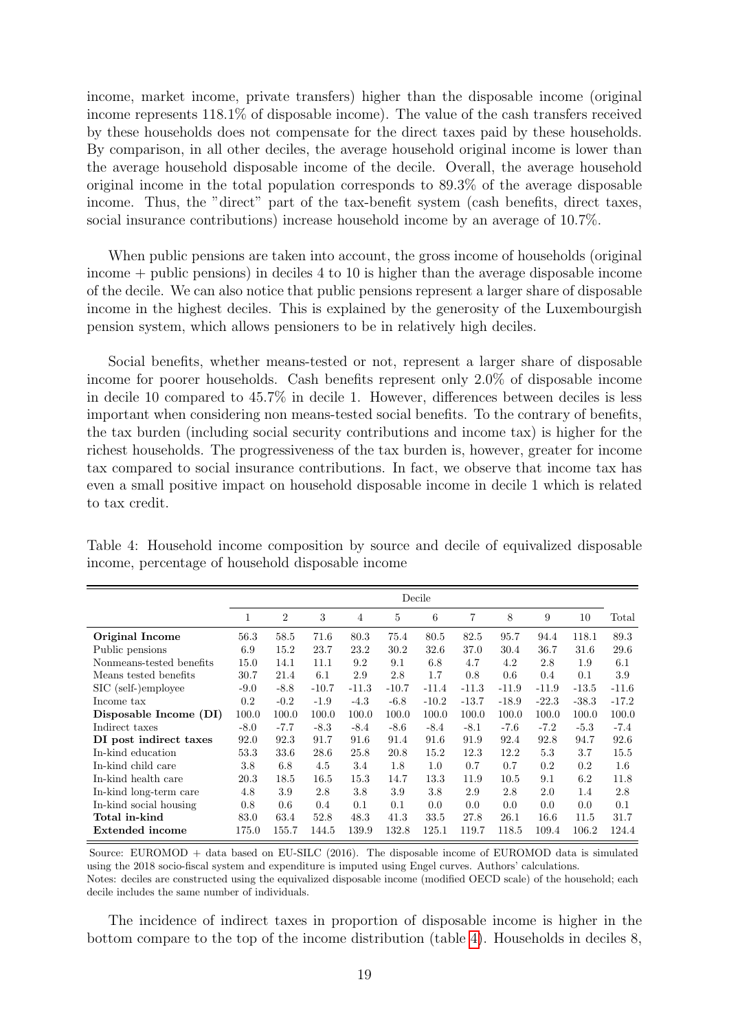income, market income, private transfers) higher than the disposable income (original income represents 118.1% of disposable income). The value of the cash transfers received by these households does not compensate for the direct taxes paid by these households. By comparison, in all other deciles, the average household original income is lower than the average household disposable income of the decile. Overall, the average household original income in the total population corresponds to 89.3% of the average disposable income. Thus, the "direct" part of the tax-benefit system (cash benefits, direct taxes, social insurance contributions) increase household income by an average of 10.7%.

When public pensions are taken into account, the gross income of households (original income + public pensions) in deciles 4 to 10 is higher than the average disposable income of the decile. We can also notice that public pensions represent a larger share of disposable income in the highest deciles. This is explained by the generosity of the Luxembourgish pension system, which allows pensioners to be in relatively high deciles.

Social benefits, whether means-tested or not, represent a larger share of disposable income for poorer households. Cash benefits represent only 2.0% of disposable income in decile 10 compared to 45.7% in decile 1. However, differences between deciles is less important when considering non means-tested social benefits. To the contrary of benefits, the tax burden (including social security contributions and income tax) is higher for the richest households. The progressiveness of the tax burden is, however, greater for income tax compared to social insurance contributions. In fact, we observe that income tax has even a small positive impact on household disposable income in decile 1 which is related to tax credit.

Table 4: Household income composition by source and decile of equivalized disposable income, percentage of household disposable income

| | Decile | | | | | | | | | | |
|---|---|---|---|---|---|---|---|---|---|---|---|
| | 1 | 2 | 3 | 4 | 5 | 6 | 7 | 8 | 9 | 10 | Total |
| **Original Income** | 56.3 | 58.5 | 71.6 | 80.3 | 75.4 | 80.5 | 82.5 | 95.7 | 94.4 | 118.1 | 89.3 |
| Public pensions | 6.9 | 15.2 | 23.7 | 23.2 | 30.2 | 32.6 | 37.0 | 30.4 | 36.7 | 31.6 | 29.6 |
| Nonmeans-tested benefits | 15.0 | 14.1 | 11.1 | 9.2 | 9.1 | 6.8 | 4.7 | 4.2 | 2.8 | 1.9 | 6.1 |
| Means tested benefits | 30.7 | 21.4 | 6.1 | 2.9 | 2.8 | 1.7 | 0.8 | 0.6 | 0.4 | 0.1 | 3.9 |
| SIC (self-)employee | -9.0 | -8.8 | -10.7 | -11.3 | -10.7 | -11.4 | -11.3 | -11.9 | -11.9 | -13.5 | -11.6 |
| Income tax | 0.2 | -0.2 | -1.9 | -4.3 | -6.8 | -10.2 | -13.7 | -18.9 | -22.3 | -38.3 | -17.2 |
| **Disposable Income (DI)** | 100.0 | 100.0 | 100.0 | 100.0 | 100.0 | 100.0 | 100.0 | 100.0 | 100.0 | 100.0 | 100.0 |
| Indirect taxes | -8.0 | -7.7 | -8.3 | -8.4 | -8.6 | -8.4 | -8.1 | -7.6 | -7.2 | -5.3 | -7.4 |
| **DI post indirect taxes** | 92.0 | 92.3 | 91.7 | 91.6 | 91.4 | 91.6 | 91.9 | 92.4 | 92.8 | 94.7 | 92.6 |
| In-kind education | 53.3 | 33.6 | 28.6 | 25.8 | 20.8 | 15.2 | 12.3 | 12.2 | 5.3 | 3.7 | 15.5 |
| In-kind child care | 3.8 | 6.8 | 4.5 | 3.4 | 1.8 | 1.0 | 0.7 | 0.7 | 0.2 | 0.2 | 1.6 |
| In-kind health care | 20.3 | 18.5 | 16.5 | 15.3 | 14.7 | 13.3 | 11.9 | 10.5 | 9.1 | 6.2 | 11.8 |
| In-kind long-term care | 4.8 | 3.9 | 2.8 | 3.8 | 3.9 | 3.8 | 2.9 | 2.8 | 2.0 | 1.4 | 2.8 |
| In-kind social housing | 0.8 | 0.6 | 0.4 | 0.1 | 0.1 | 0.0 | 0.0 | 0.0 | 0.0 | 0.0 | 0.1 |
| **Total in-kind** | 83.0 | 63.4 | 52.8 | 48.3 | 41.3 | 33.5 | 27.8 | 26.1 | 16.6 | 11.5 | 31.7 |
| **Extended income** | 175.0 | 155.7 | 144.5 | 139.9 | 132.8 | 125.1 | 119.7 | 118.5 | 109.4 | 106.2 | 124.4 |

Source: EUROMOD + data based on EU-SILC (2016). The disposable income of EUROMOD data is simulated using the 2018 socio-fiscal system and expenditure is imputed using Engel curves. Authors' calculations.
Notes: deciles are constructed using the equivalized disposable income (modified OECD scale) of the household; each decile includes the same number of individuals.

The incidence of indirect taxes in proportion of disposable income is higher in the bottom compare to the top of the income distribution (table 4). Households in deciles 8,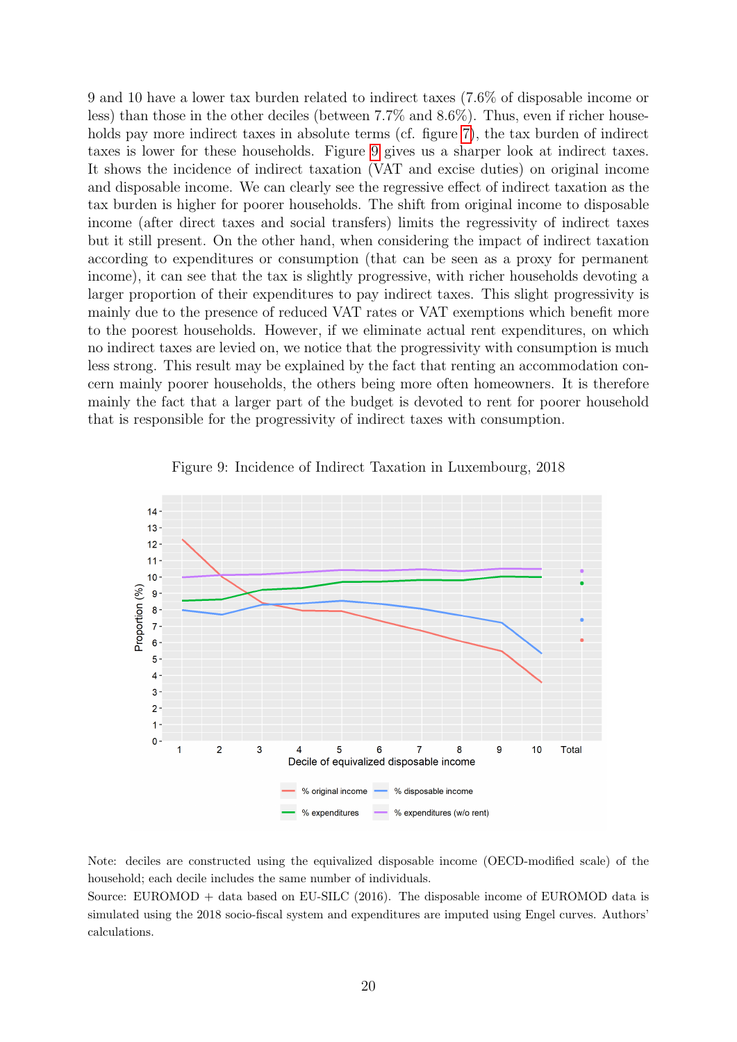9 and 10 have a lower tax burden related to indirect taxes (7.6% of disposable income or less) than those in the other deciles (between 7.7% and 8.6%). Thus, even if richer households pay more indirect taxes in absolute terms (cf. figure 7), the tax burden of indirect taxes is lower for these households. Figure 9 gives us a sharper look at indirect taxes. It shows the incidence of indirect taxation (VAT and excise duties) on original income and disposable income. We can clearly see the regressive effect of indirect taxation as the tax burden is higher for poorer households. The shift from original income to disposable income (after direct taxes and social transfers) limits the regressivity of indirect taxes but it still present. On the other hand, when considering the impact of indirect taxation according to expenditures or consumption (that can be seen as a proxy for permanent income), it can see that the tax is slightly progressive, with richer households devoting a larger proportion of their expenditures to pay indirect taxes. This slight progressivity is mainly due to the presence of reduced VAT rates or VAT exemptions which benefit more to the poorest households. However, if we eliminate actual rent expenditures, on which no indirect taxes are levied on, we notice that the progressivity with consumption is much less strong. This result may be explained by the fact that renting an accommodation concern mainly poorer households, the others being more often homeowners. It is therefore mainly the fact that a larger part of the budget is devoted to rent for poorer household that is responsible for the progressivity of indirect taxes with consumption.

Figure 9: Incidence of Indirect Taxation in Luxembourg, 2018

Note: deciles are constructed using the equivalized disposable income (OECD-modified scale) of the household; each decile includes the same number of individuals.
Source: EUROMOD + data based on EU-SILC (2016). The disposable income of EUROMOD data is simulated using the 2018 socio-fiscal system and expenditures are imputed using Engel curves. Authors' calculations.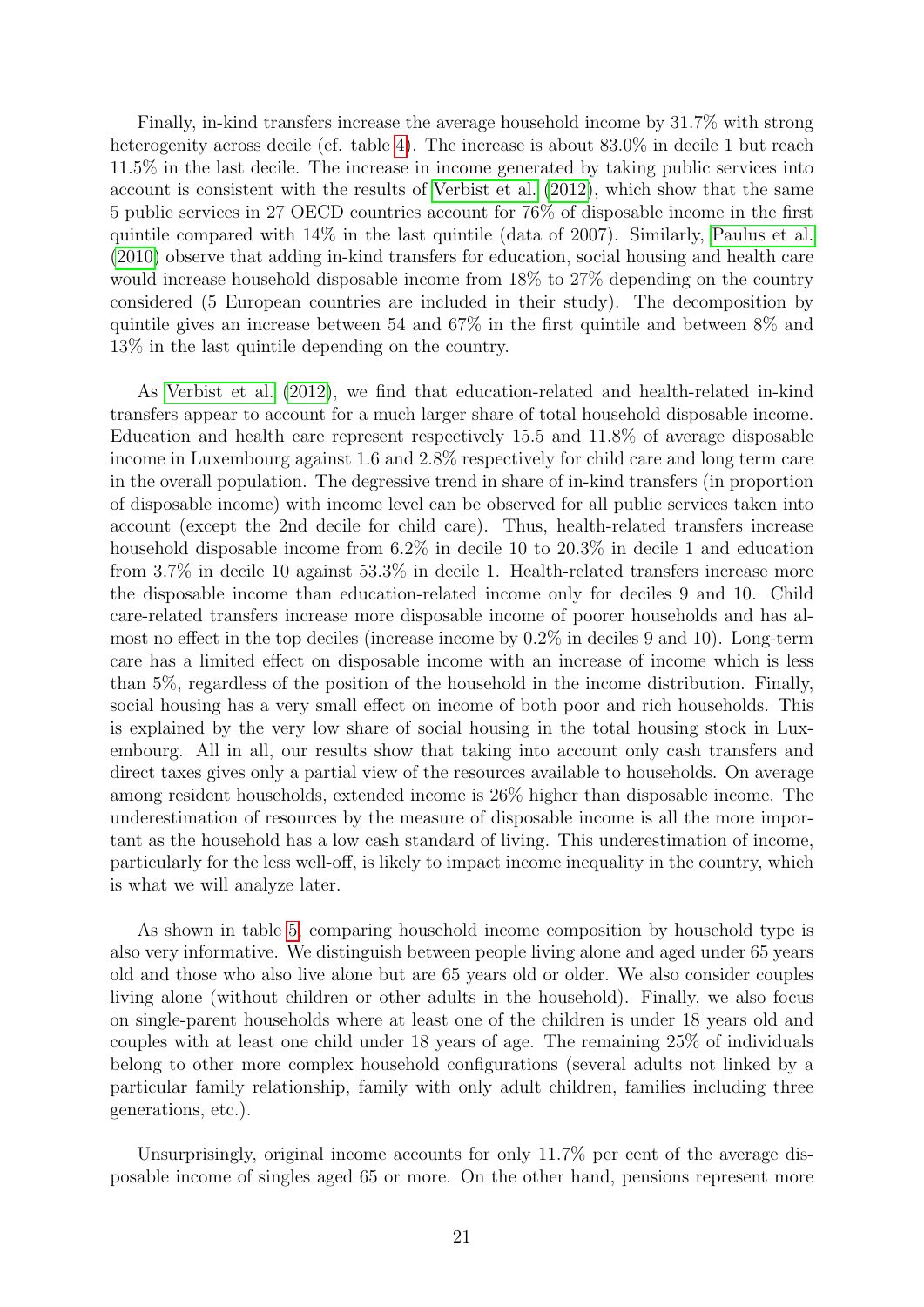Finally, in-kind transfers increase the average household income by 31.7% with strong heterogenity across decile (cf. table 4). The increase is about 83.0% in decile 1 but reach 11.5% in the last decile. The increase in income generated by taking public services into account is consistent with the results of Verbist et al. (2012), which show that the same 5 public services in 27 OECD countries account for 76% of disposable income in the first quintile compared with 14% in the last quintile (data of 2007). Similarly, Paulus et al. (2010) observe that adding in-kind transfers for education, social housing and health care would increase household disposable income from 18% to 27% depending on the country considered (5 European countries are included in their study). The decomposition by quintile gives an increase between 54 and 67% in the first quintile and between 8% and 13% in the last quintile depending on the country.

As Verbist et al. (2012), we find that education-related and health-related in-kind transfers appear to account for a much larger share of total household disposable income. Education and health care represent respectively 15.5 and 11.8% of average disposable income in Luxembourg against 1.6 and 2.8% respectively for child care and long term care in the overall population. The degressive trend in share of in-kind transfers (in proportion of disposable income) with income level can be observed for all public services taken into account (except the 2nd decile for child care). Thus, health-related transfers increase household disposable income from 6.2% in decile 10 to 20.3% in decile 1 and education from 3.7% in decile 10 against 53.3% in decile 1. Health-related transfers increase more the disposable income than education-related income only for deciles 9 and 10. Child care-related transfers increase more disposable income of poorer households and has almost no effect in the top deciles (increase income by 0.2% in deciles 9 and 10). Long-term care has a limited effect on disposable income with an increase of income which is less than 5%, regardless of the position of the household in the income distribution. Finally, social housing has a very small effect on income of both poor and rich households. This is explained by the very low share of social housing in the total housing stock in Luxembourg. All in all, our results show that taking into account only cash transfers and direct taxes gives only a partial view of the resources available to households. On average among resident households, extended income is 26% higher than disposable income. The underestimation of resources by the measure of disposable income is all the more important as the household has a low cash standard of living. This underestimation of income, particularly for the less well-off, is likely to impact income inequality in the country, which is what we will analyze later.

As shown in table 5, comparing household income composition by household type is also very informative. We distinguish between people living alone and aged under 65 years old and those who also live alone but are 65 years old or older. We also consider couples living alone (without children or other adults in the household). Finally, we also focus on single-parent households where at least one of the children is under 18 years old and couples with at least one child under 18 years of age. The remaining 25% of individuals belong to other more complex household configurations (several adults not linked by a particular family relationship, family with only adult children, families including three generations, etc.).

Unsurprisingly, original income accounts for only 11.7% per cent of the average disposable income of singles aged 65 or more. On the other hand, pensions represent more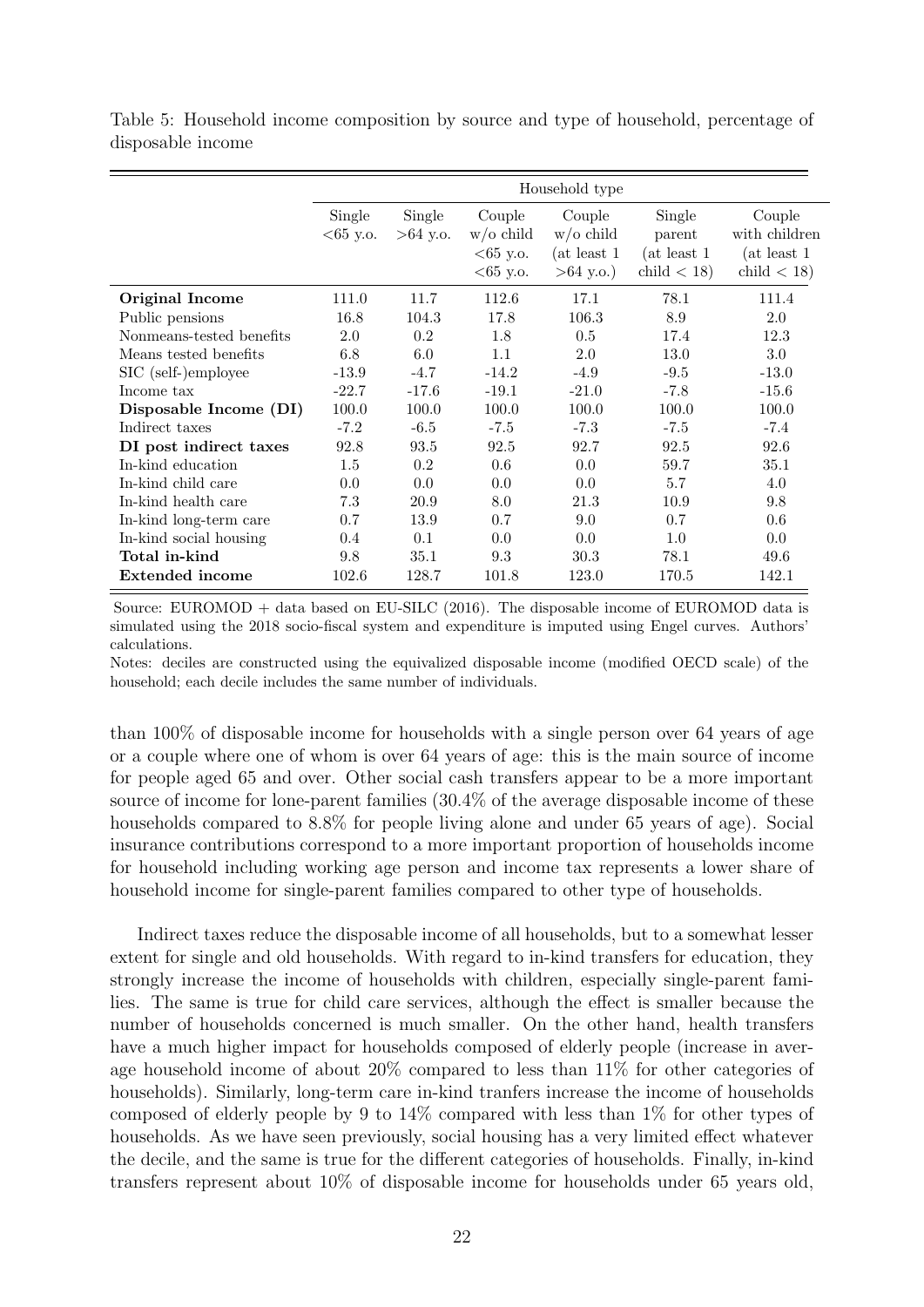Table 5: Household income composition by source and type of household, percentage of disposable income

| | Household type | | | | | |
|---|---|---|---|---|---|---|
| | Single <65 y.o. | Single >64 y.o. | Couple w/o child <65 y.o. | Couple w/o child (at least 1 >64 y.o.) | Single parent (at least 1 child < 18) | Couple with children (at least 1 child < 18) |
| **Original Income** | 111.0 | 11.7 | 112.6 | 17.1 | 78.1 | 111.4 |
| Public pensions | 16.8 | 104.3 | 17.8 | 106.3 | 8.9 | 2.0 |
| Nonmeans-tested benefits | 2.0 | 0.2 | 1.8 | 0.5 | 17.4 | 12.3 |
| Means tested benefits | 6.8 | 6.0 | 1.1 | 2.0 | 13.0 | 3.0 |
| SIC (self-)employee | -13.9 | -4.7 | -14.2 | -4.9 | -9.5 | -13.0 |
| Income tax | -22.7 | -17.6 | -19.1 | -21.0 | -7.8 | -15.6 |
| **Disposable Income (DI)** | 100.0 | 100.0 | 100.0 | 100.0 | 100.0 | 100.0 |
| Indirect taxes | -7.2 | -6.5 | -7.5 | -7.3 | -7.5 | -7.4 |
| **DI post indirect taxes** | 92.8 | 93.5 | 92.5 | 92.7 | 92.5 | 92.6 |
| In-kind education | 1.5 | 0.2 | 0.6 | 0.0 | 59.7 | 35.1 |
| In-kind child care | 0.0 | 0.0 | 0.0 | 0.0 | 5.7 | 4.0 |
| In-kind health care | 7.3 | 20.9 | 8.0 | 21.3 | 10.9 | 9.8 |
| In-kind long-term care | 0.7 | 13.9 | 0.7 | 9.0 | 0.7 | 0.6 |
| In-kind social housing | 0.4 | 0.1 | 0.0 | 0.0 | 1.0 | 0.0 |
| **Total in-kind** | 9.8 | 35.1 | 9.3 | 30.3 | 78.1 | 49.6 |
| **Extended income** | 102.6 | 128.7 | 101.8 | 123.0 | 170.5 | 142.1 |

Source: EUROMOD + data based on EU-SILC (2016). The disposable income of EUROMOD data is simulated using the 2018 socio-fiscal system and expenditure is imputed using Engel curves. Authors' calculations.

Notes: deciles are constructed using the equivalized disposable income (modified OECD scale) of the household; each decile includes the same number of individuals.

than 100% of disposable income for households with a single person over 64 years of age or a couple where one of whom is over 64 years of age: this is the main source of income for people aged 65 and over. Other social cash transfers appear to be a more important source of income for lone-parent families (30.4% of the average disposable income of these households compared to 8.8% for people living alone and under 65 years of age). Social insurance contributions correspond to a more important proportion of households income for household including working age person and income tax represents a lower share of household income for single-parent families compared to other type of households.

Indirect taxes reduce the disposable income of all households, but to a somewhat lesser extent for single and old households. With regard to in-kind transfers for education, they strongly increase the income of households with children, especially single-parent families. The same is true for child care services, although the effect is smaller because the number of households concerned is much smaller. On the other hand, health transfers have a much higher impact for households composed of elderly people (increase in average household income of about 20% compared to less than 11% for other categories of households). Similarly, long-term care in-kind tranfers increase the income of households composed of elderly people by 9 to 14% compared with less than 1% for other types of households. As we have seen previously, social housing has a very limited effect whatever the decile, and the same is true for the different categories of households. Finally, in-kind transfers represent about 10% of disposable income for households under 65 years old,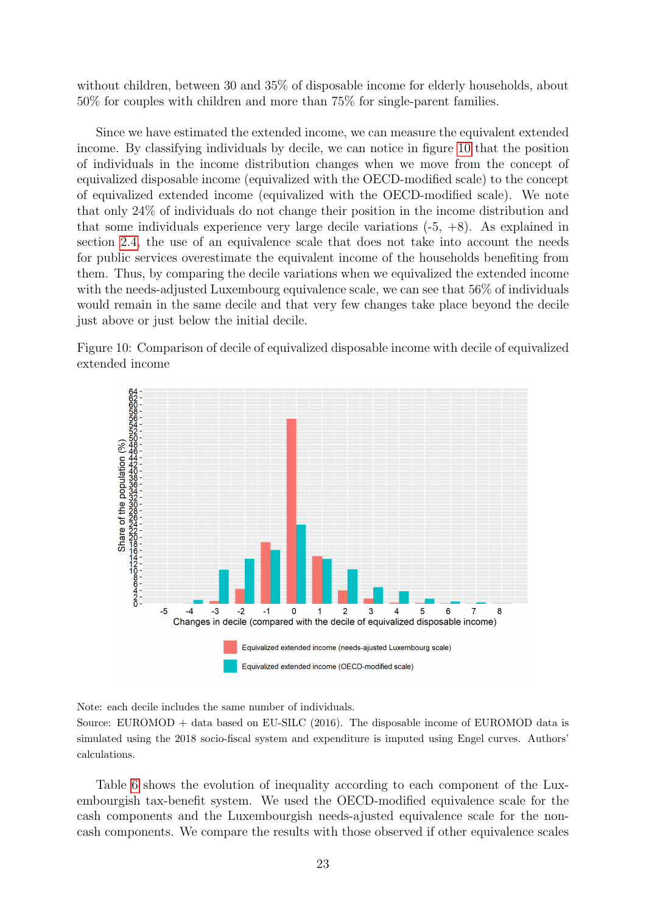without children, between 30 and 35% of disposable income for elderly households, about 50% for couples with children and more than 75% for single-parent families.

Since we have estimated the extended income, we can measure the equivalent extended income. By classifying individuals by decile, we can notice in figure 10 that the position of individuals in the income distribution changes when we move from the concept of equivalized disposable income (equivalized with the OECD-modified scale) to the concept of equivalized extended income (equivalized with the OECD-modified scale). We note that only 24% of individuals do not change their position in the income distribution and that some individuals experience very large decile variations (-5, +8). As explained in section 2.4, the use of an equivalence scale that does not take into account the needs for public services overestimate the equivalent income of the households benefiting from them. Thus, by comparing the decile variations when we equivalized the extended income with the needs-adjusted Luxembourg equivalence scale, we can see that 56% of individuals would remain in the same decile and that very few changes take place beyond the decile just above or just below the initial decile.

Figure 10: Comparison of decile of equivalized disposable income with decile of equivalized extended income

Note: each decile includes the same number of individuals.
Source: EUROMOD + data based on EU-SILC (2016). The disposable income of EUROMOD data is simulated using the 2018 socio-fiscal system and expenditure is imputed using Engel curves. Authors' calculations.

Table 6 shows the evolution of inequality according to each component of the Luxembourgish tax-benefit system. We used the OECD-modified equivalence scale for the cash components and the Luxembourgish needs-ajusted equivalence scale for the non-cash components. We compare the results with those observed if other equivalence scales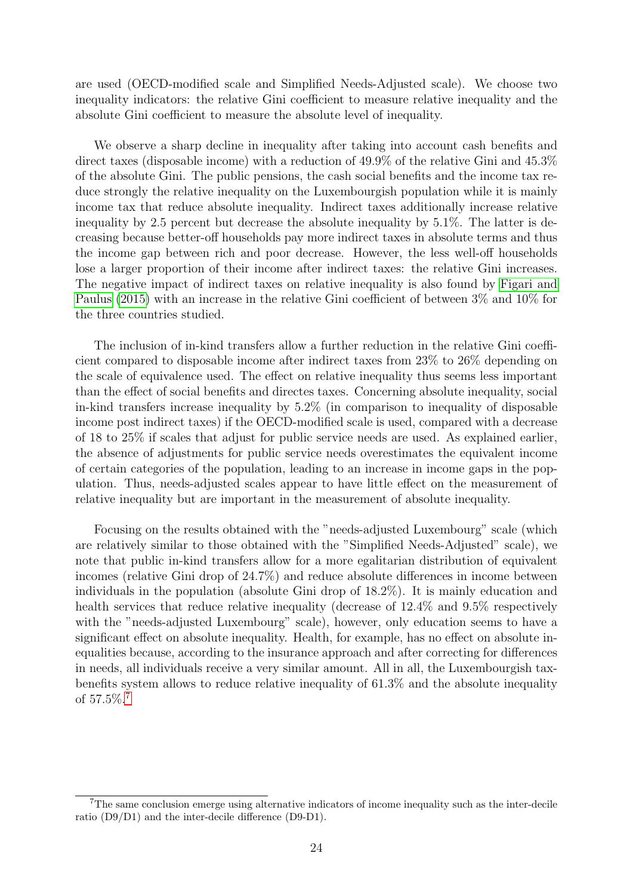are used (OECD-modified scale and Simplified Needs-Adjusted scale). We choose two inequality indicators: the relative Gini coefficient to measure relative inequality and the absolute Gini coefficient to measure the absolute level of inequality.

We observe a sharp decline in inequality after taking into account cash benefits and direct taxes (disposable income) with a reduction of 49.9% of the relative Gini and 45.3% of the absolute Gini. The public pensions, the cash social benefits and the income tax reduce strongly the relative inequality on the Luxembourgish population while it is mainly income tax that reduce absolute inequality. Indirect taxes additionally increase relative inequality by 2.5 percent but decrease the absolute inequality by 5.1%. The latter is decreasing because better-off households pay more indirect taxes in absolute terms and thus the income gap between rich and poor decrease. However, the less well-off households lose a larger proportion of their income after indirect taxes: the relative Gini increases. The negative impact of indirect taxes on relative inequality is also found by Figari and Paulus (2015) with an increase in the relative Gini coefficient of between 3% and 10% for the three countries studied.

The inclusion of in-kind transfers allow a further reduction in the relative Gini coefficient compared to disposable income after indirect taxes from 23% to 26% depending on the scale of equivalence used. The effect on relative inequality thus seems less important than the effect of social benefits and directes taxes. Concerning absolute inequality, social in-kind transfers increase inequality by 5.2% (in comparison to inequality of disposable income post indirect taxes) if the OECD-modified scale is used, compared with a decrease of 18 to 25% if scales that adjust for public service needs are used. As explained earlier, the absence of adjustments for public service needs overestimates the equivalent income of certain categories of the population, leading to an increase in income gaps in the population. Thus, needs-adjusted scales appear to have little effect on the measurement of relative inequality but are important in the measurement of absolute inequality.

Focusing on the results obtained with the "needs-adjusted Luxembourg" scale (which are relatively similar to those obtained with the "Simplified Needs-Adjusted" scale), we note that public in-kind transfers allow for a more egalitarian distribution of equivalent incomes (relative Gini drop of 24.7%) and reduce absolute differences in income between individuals in the population (absolute Gini drop of 18.2%). It is mainly education and health services that reduce relative inequality (decrease of 12.4% and 9.5% respectively with the "needs-adjusted Luxembourg" scale), however, only education seems to have a significant effect on absolute inequality. Health, for example, has no effect on absolute inequalities because, according to the insurance approach and after correcting for differences in needs, all individuals receive a very similar amount. All in all, the Luxembourgish tax-benefits system allows to reduce relative inequality of 61.3% and the absolute inequality of 57.5%.[7]

[7] The same conclusion emerge using alternative indicators of income inequality such as the inter-decile ratio (D9/D1) and the inter-decile difference (D9-D1).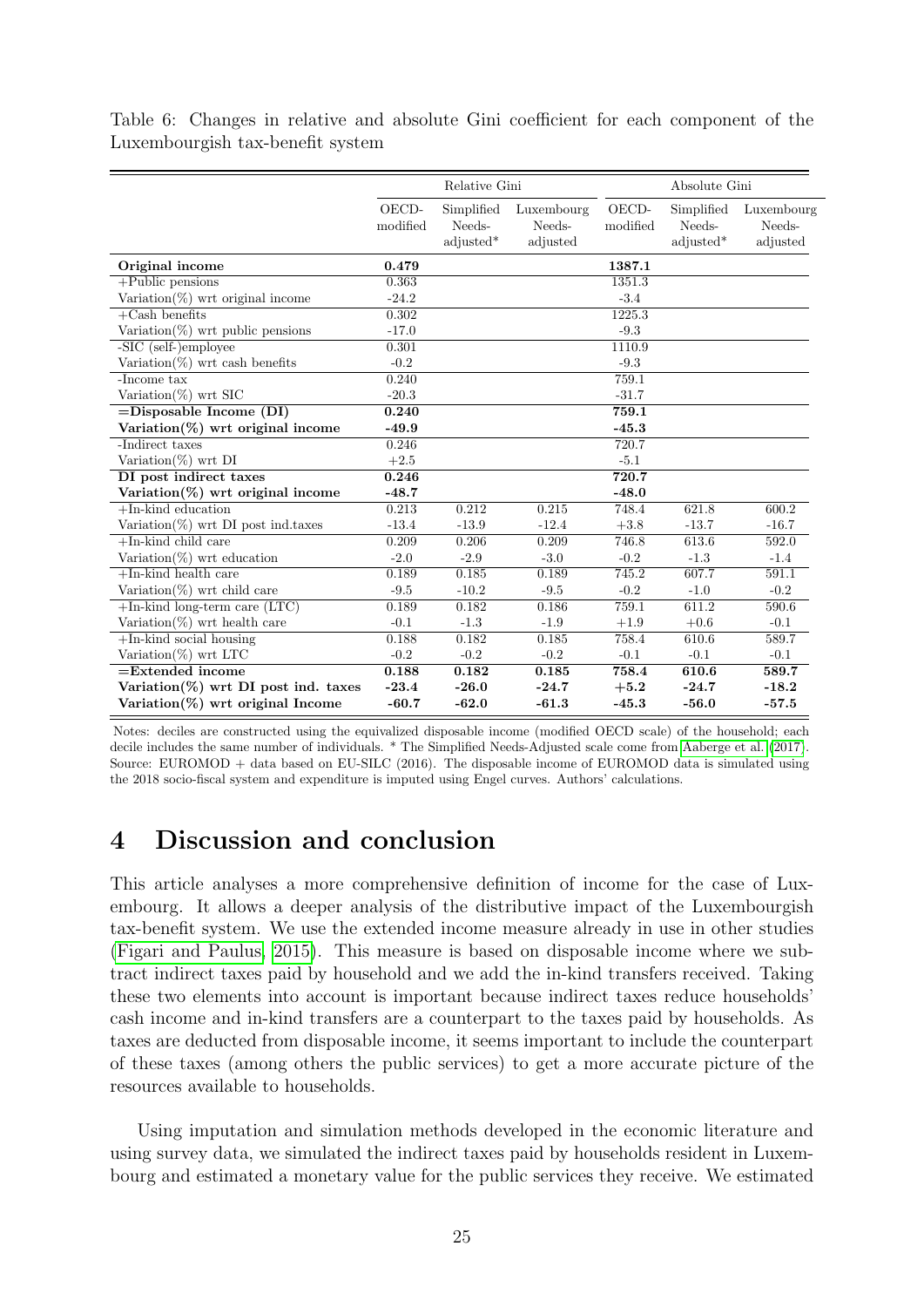Table 6: Changes in relative and absolute Gini coefficient for each component of the Luxembourgish tax-benefit system

| | Relative Gini | | | Absolute Gini | | |
|---|---|---|---|---|---|---|
| | OECD-modified | Simplified Needs-adjusted* | Luxembourg Needs-adjusted | OECD-modified | Simplified Needs-adjusted* | Luxembourg Needs-adjusted |
| **Original income** | **0.479** | | | **1387.1** | | |
| +Public pensions | 0.363 | | | 1351.3 | | |
| Variation(%) wrt original income | -24.2 | | | -3.4 | | |
| +Cash benefits | 0.302 | | | 1225.3 | | |
| Variation(%) wrt public pensions | -17.0 | | | -9.3 | | |
| -SIC (self-)employee | 0.301 | | | 1110.9 | | |
| Variation(%) wrt cash benefits | -0.2 | | | -9.3 | | |
| -Income tax | 0.240 | | | 759.1 | | |
| Variation(%) wrt SIC | -20.3 | | | -31.7 | | |
| **=Disposable Income (DI)** | **0.240** | | | **759.1** | | |
| **Variation(%) wrt original income** | **-49.9** | | | **-45.3** | | |
| -Indirect taxes | 0.246 | | | 720.7 | | |
| Variation(%) wrt DI | +2.5 | | | -5.1 | | |
| **DI post indirect taxes** | **0.246** | | | **720.7** | | |
| **Variation(%) wrt original income** | **-48.7** | | | **-48.0** | | |
| +In-kind education | 0.213 | 0.212 | 0.215 | 748.4 | 621.8 | 600.2 |
| Variation(%) wrt DI post ind.taxes | -13.4 | -13.9 | -12.4 | +3.8 | -13.7 | -16.7 |
| +In-kind child care | 0.209 | 0.206 | 0.209 | 746.8 | 613.6 | 592.0 |
| Variation(%) wrt education | -2.0 | -2.9 | -3.0 | -0.2 | -1.3 | -1.4 |
| +In-kind health care | 0.189 | 0.185 | 0.189 | 745.2 | 607.7 | 591.1 |
| Variation(%) wrt child care | -9.5 | -10.2 | -9.5 | -0.2 | -1.0 | -0.2 |
| +In-kind long-term care (LTC) | 0.189 | 0.182 | 0.186 | 759.1 | 611.2 | 590.6 |
| Variation(%) wrt health care | -0.1 | -1.3 | -1.9 | +1.9 | +0.6 | -0.1 |
| +In-kind social housing | 0.188 | 0.182 | 0.185 | 758.4 | 610.6 | 589.7 |
| Variation(%) wrt LTC | -0.2 | -0.2 | -0.2 | -0.1 | -0.1 | -0.1 |
| **=Extended income** | **0.188** | **0.182** | **0.185** | **758.4** | **610.6** | **589.7** |
| **Variation(%) wrt DI post ind. taxes** | **-23.4** | **-26.0** | **-24.7** | **+5.2** | **-24.7** | **-18.2** |
| **Variation(%) wrt original Income** | **-60.7** | **-62.0** | **-61.3** | **-45.3** | **-56.0** | **-57.5** |

Notes: deciles are constructed using the equivalized disposable income (modified OECD scale) of the household; each decile includes the same number of individuals. * The Simplified Needs-Adjusted scale come from Aaberge et al. (2017). Source: EUROMOD + data based on EU-SILC (2016). The disposable income of EUROMOD data is simulated using the 2018 socio-fiscal system and expenditure is imputed using Engel curves. Authors' calculations.

# 4 Discussion and conclusion

This article analyses a more comprehensive definition of income for the case of Luxembourg. It allows a deeper analysis of the distributive impact of the Luxembourgish tax-benefit system. We use the extended income measure already in use in other studies (Figari and Paulus, 2015). This measure is based on disposable income where we subtract indirect taxes paid by household and we add the in-kind transfers received. Taking these two elements into account is important because indirect taxes reduce households' cash income and in-kind transfers are a counterpart to the taxes paid by households. As taxes are deducted from disposable income, it seems important to include the counterpart of these taxes (among others the public services) to get a more accurate picture of the resources available to households.

Using imputation and simulation methods developed in the economic literature and using survey data, we simulated the indirect taxes paid by households resident in Luxembourg and estimated a monetary value for the public services they receive. We estimated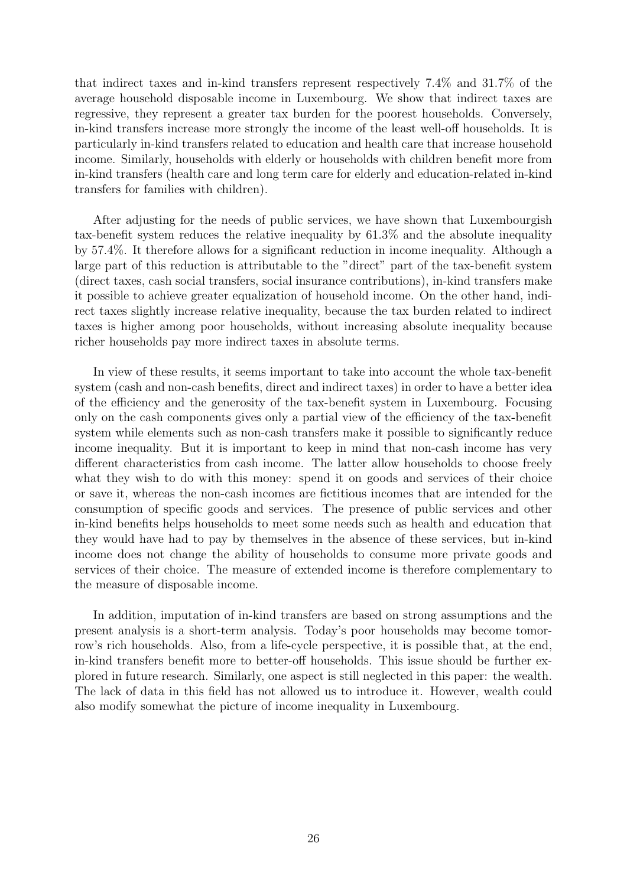that indirect taxes and in-kind transfers represent respectively 7.4% and 31.7% of the average household disposable income in Luxembourg. We show that indirect taxes are regressive, they represent a greater tax burden for the poorest households. Conversely, in-kind transfers increase more strongly the income of the least well-off households. It is particularly in-kind transfers related to education and health care that increase household income. Similarly, households with elderly or households with children benefit more from in-kind transfers (health care and long term care for elderly and education-related in-kind transfers for families with children).

After adjusting for the needs of public services, we have shown that Luxembourgish tax-benefit system reduces the relative inequality by 61.3% and the absolute inequality by 57.4%. It therefore allows for a significant reduction in income inequality. Although a large part of this reduction is attributable to the "direct" part of the tax-benefit system (direct taxes, cash social transfers, social insurance contributions), in-kind transfers make it possible to achieve greater equalization of household income. On the other hand, indirect taxes slightly increase relative inequality, because the tax burden related to indirect taxes is higher among poor households, without increasing absolute inequality because richer households pay more indirect taxes in absolute terms.

In view of these results, it seems important to take into account the whole tax-benefit system (cash and non-cash benefits, direct and indirect taxes) in order to have a better idea of the efficiency and the generosity of the tax-benefit system in Luxembourg. Focusing only on the cash components gives only a partial view of the efficiency of the tax-benefit system while elements such as non-cash transfers make it possible to significantly reduce income inequality. But it is important to keep in mind that non-cash income has very different characteristics from cash income. The latter allow households to choose freely what they wish to do with this money: spend it on goods and services of their choice or save it, whereas the non-cash incomes are fictitious incomes that are intended for the consumption of specific goods and services. The presence of public services and other in-kind benefits helps households to meet some needs such as health and education that they would have had to pay by themselves in the absence of these services, but in-kind income does not change the ability of households to consume more private goods and services of their choice. The measure of extended income is therefore complementary to the measure of disposable income.

In addition, imputation of in-kind transfers are based on strong assumptions and the present analysis is a short-term analysis. Today's poor households may become tomorrow's rich households. Also, from a life-cycle perspective, it is possible that, at the end, in-kind transfers benefit more to better-off households. This issue should be further explored in future research. Similarly, one aspect is still neglected in this paper: the wealth. The lack of data in this field has not allowed us to introduce it. However, wealth could also modify somewhat the picture of income inequality in Luxembourg.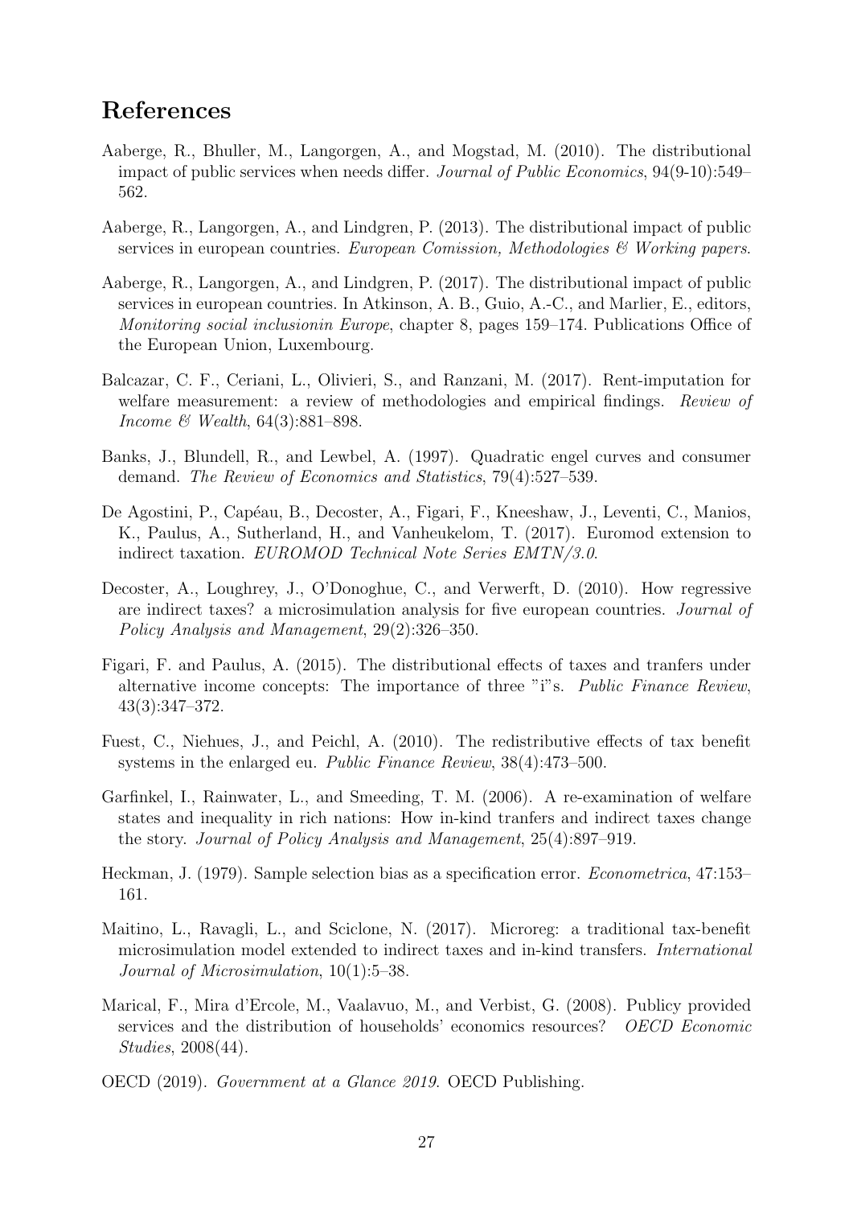# References

Aaberge, R., Bhuller, M., Langorgen, A., and Mogstad, M. (2010). The distributional impact of public services when needs differ. *Journal of Public Economics*, 94(9-10):549–562.

Aaberge, R., Langorgen, A., and Lindgren, P. (2013). The distributional impact of public services in european countries. *European Comission, Methodologies & Working papers*.

Aaberge, R., Langorgen, A., and Lindgren, P. (2017). The distributional impact of public services in european countries. In Atkinson, A. B., Guio, A.-C., and Marlier, E., editors, *Monitoring social inclusionin Europe*, chapter 8, pages 159–174. Publications Office of the European Union, Luxembourg.

Balcazar, C. F., Ceriani, L., Olivieri, S., and Ranzani, M. (2017). Rent-imputation for welfare measurement: a review of methodologies and empirical findings. *Review of Income & Wealth*, 64(3):881–898.

Banks, J., Blundell, R., and Lewbel, A. (1997). Quadratic engel curves and consumer demand. *The Review of Economics and Statistics*, 79(4):527–539.

De Agostini, P., Capéau, B., Decoster, A., Figari, F., Kneeshaw, J., Leventi, C., Manios, K., Paulus, A., Sutherland, H., and Vanheukelom, T. (2017). Euromod extension to indirect taxation. *EUROMOD Technical Note Series EMTN/3.0*.

Decoster, A., Loughrey, J., O'Donoghue, C., and Verwerft, D. (2010). How regressive are indirect taxes? a microsimulation analysis for five european countries. *Journal of Policy Analysis and Management*, 29(2):326–350.

Figari, F. and Paulus, A. (2015). The distributional effects of taxes and tranfers under alternative income concepts: The importance of three "i"s. *Public Finance Review*, 43(3):347–372.

Fuest, C., Niehues, J., and Peichl, A. (2010). The redistributive effects of tax benefit systems in the enlarged eu. *Public Finance Review*, 38(4):473–500.

Garfinkel, I., Rainwater, L., and Smeeding, T. M. (2006). A re-examination of welfare states and inequality in rich nations: How in-kind tranfers and indirect taxes change the story. *Journal of Policy Analysis and Management*, 25(4):897–919.

Heckman, J. (1979). Sample selection bias as a specification error. *Econometrica*, 47:153–161.

Maitino, L., Ravagli, L., and Sciclone, N. (2017). Microreg: a traditional tax-benefit microsimulation model extended to indirect taxes and in-kind transfers. *International Journal of Microsimulation*, 10(1):5–38.

Marical, F., Mira d'Ercole, M., Vaalavuo, M., and Verbist, G. (2008). Publicy provided services and the distribution of households' economics resources? *OECD Economic Studies*, 2008(44).

OECD (2019). *Government at a Glance 2019*. OECD Publishing.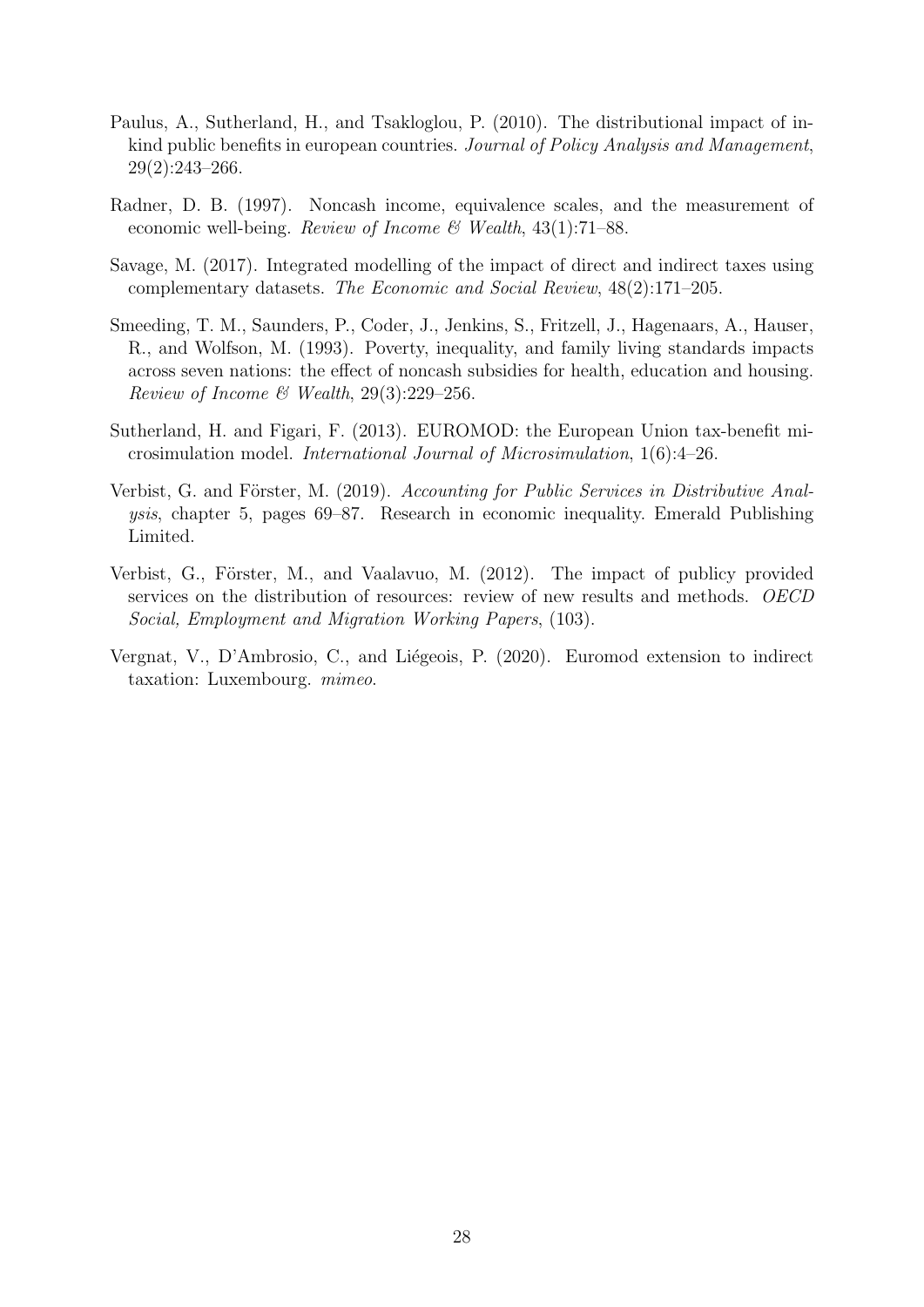Paulus, A., Sutherland, H., and Tsakloglou, P. (2010). The distributional impact of in-kind public benefits in european countries. *Journal of Policy Analysis and Management*, 29(2):243–266.

Radner, D. B. (1997). Noncash income, equivalence scales, and the measurement of economic well-being. *Review of Income & Wealth*, 43(1):71–88.

Savage, M. (2017). Integrated modelling of the impact of direct and indirect taxes using complementary datasets. *The Economic and Social Review*, 48(2):171–205.

Smeeding, T. M., Saunders, P., Coder, J., Jenkins, S., Fritzell, J., Hagenaars, A., Hauser, R., and Wolfson, M. (1993). Poverty, inequality, and family living standards impacts across seven nations: the effect of noncash subsidies for health, education and housing. *Review of Income & Wealth*, 29(3):229–256.

Sutherland, H. and Figari, F. (2013). EUROMOD: the European Union tax-benefit microsimulation model. *International Journal of Microsimulation*, 1(6):4–26.

Verbist, G. and Förster, M. (2019). *Accounting for Public Services in Distributive Analysis*, chapter 5, pages 69–87. Research in economic inequality. Emerald Publishing Limited.

Verbist, G., Förster, M., and Vaalavuo, M. (2012). The impact of publicy provided services on the distribution of resources: review of new results and methods. *OECD Social, Employment and Migration Working Papers*, (103).

Vergnat, V., D'Ambrosio, C., and Liégeois, P. (2020). Euromod extension to indirect taxation: Luxembourg. *mimeo*.